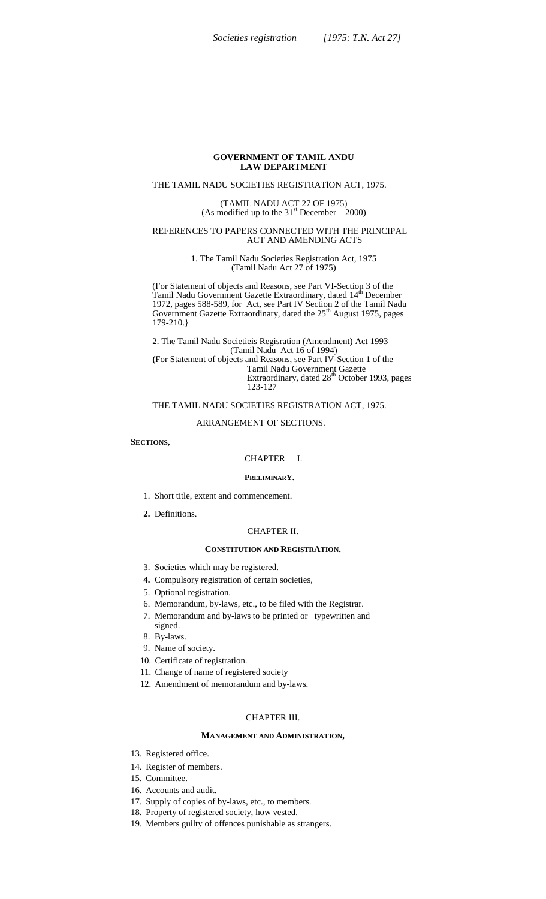**GOVERNMENT OF TAMIL ANDU**
**LAW DEPARTMENT**

THE TAMIL NADU SOCIETIES REGISTRATlON ACT, 1975.

(TAMIL NADU ACT 27 OF 1975)
(As modified up to the 31st December – 2000)

REFERENCES TO PAPERS CONNECTED WITH THE PRINCIPAL ACT AND AMENDING ACTS

1. The Tamil Nadu Societies Registration Act, 1975
(Tamil Nadu Act 27 of 1975)

(For Statement of objects and Reasons, see Part VI-Section 3 of the Tamil Nadu Government Gazette Extraordinary, dated 14th December 1972, pages 588-589, for Act, see Part IV Section 2 of the Tamil Nadu Government Gazette Extraordinary, dated the 25th August 1975, pages 179-210.}

2. The Tamil Nadu Societieis Regisration (Amendment) Act 1993
(Tamil Nadu Act 16 of 1994)
**(**For Statement of objects and Reasons, see Part IV-Section 1 of the Tamil Nadu Government Gazette Extraordinary, dated 28th October 1993, pages 123-127

THE TAMIL NADU SOCIETIES REGISTRATlON ACT, 1975.

ARRANGEMENT OF SECTIONS.

**SECTIONS,**

CHAPTER I.

**PRELIMINARY.**

1. Short title, extent and commencement.
2. Definitions.

CHAPTER II.

**CONSTITUTION AND REGISTRATION.**

3. Societies which may be registered.
4. Compulsory registration of certain societies,
5. Optional registration.
6. Memorandum, by-laws, etc., to be filed with the Registrar.
7. Memorandum and by-laws to be printed or typewritten and signed.
8. By-laws.
9. Name of society.
10. Certificate of registration.
11. Change of name of registered society
12. Amendment of memorandum and by-laws.

CHAPTER III.

**MANAGEMENT AND ADMINISTRATION,**

13. Registered office.
14. Register of members.
15. Committee.
16. Accounts and audit.
17. Supply of copies of by-laws, etc., to members.
18. Property of registered society, how vested.
19. Members guilty of offences punishable as strangers.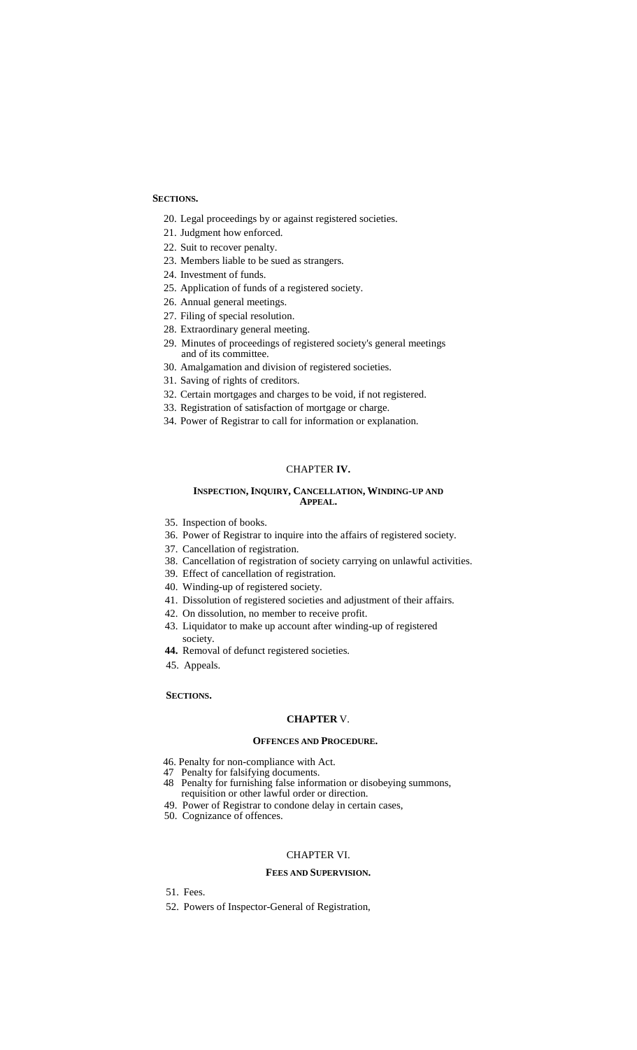**SECTIONS.**

20. Legal proceedings by or against registered societies.
21. Judgment how enforced.
22. Suit to recover penalty.
23. Members liable to be sued as strangers.
24. Investment of funds.
25. Application of funds of a registered society.
26. Annual general meetings.
27. Filing of special resolution.
28. Extraordinary general meeting.
29. Minutes of proceedings of registered society's general meetings and of its committee.
30. Amalgamation and division of registered societies.
31. Saving of rights of creditors.
32. Certain mortgages and charges to be void, if not registered.
33. Registration of satisfaction of mortgage or charge.
34. Power of Registrar to call for information or explanation.

## CHAPTER IV.

### INSPECTION, INQUIRY, CANCELLATION, WINDING-UP AND APPEAL.

35. Inspection of books.
36. Power of Registrar to inquire into the affairs of registered society.
37. Cancellation of registration.
38. Cancellation of registration of society carrying on unlawful activities.
39. Effect of cancellation of registration.
40. Winding-up of registered society.
41. Dissolution of registered societies and adjustment of their affairs.
42. On dissolution, no member to receive profit.
43. Liquidator to make up account after winding-up of registered society.
44. Removal of defunct registered societies.
45. Appeals.

**SECTIONS.**

## CHAPTER V.

### OFFENCES AND PROCEDURE.

46. Penalty for non-compliance with Act.
47. Penalty for falsifying documents.
48. Penalty for furnishing false information or disobeying summons, requisition or other lawful order or direction.
49. Power of Registrar to condone delay in certain cases,
50. Cognizance of offences.

## CHAPTER VI.

### FEES AND SUPERVISION.

51. Fees.
52. Powers of Inspector-General of Registration,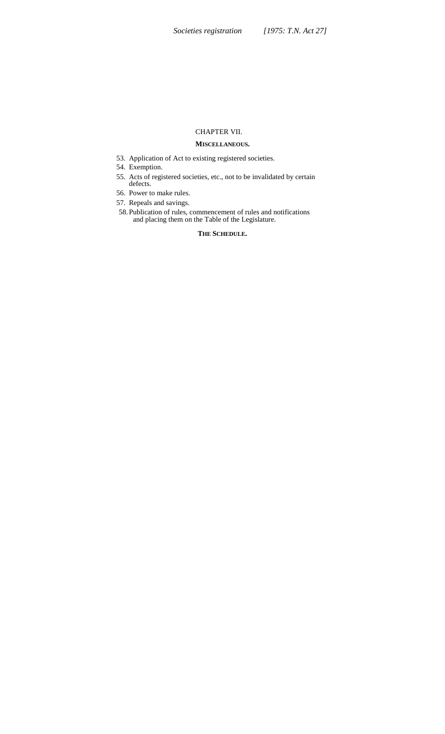CHAPTER VII.

**MISCELLANEOUS.**

53. Application of Act to existing registered societies.
54. Exemption.
55. Acts of registered societies, etc., not to be invalidated by certain defects.
56. Power to make rules.
57. Repeals and savings.
58. Publication of rules, commencement of rules and notifications and placing them on the Table of the Legislature.

**THE SCHEDULE.**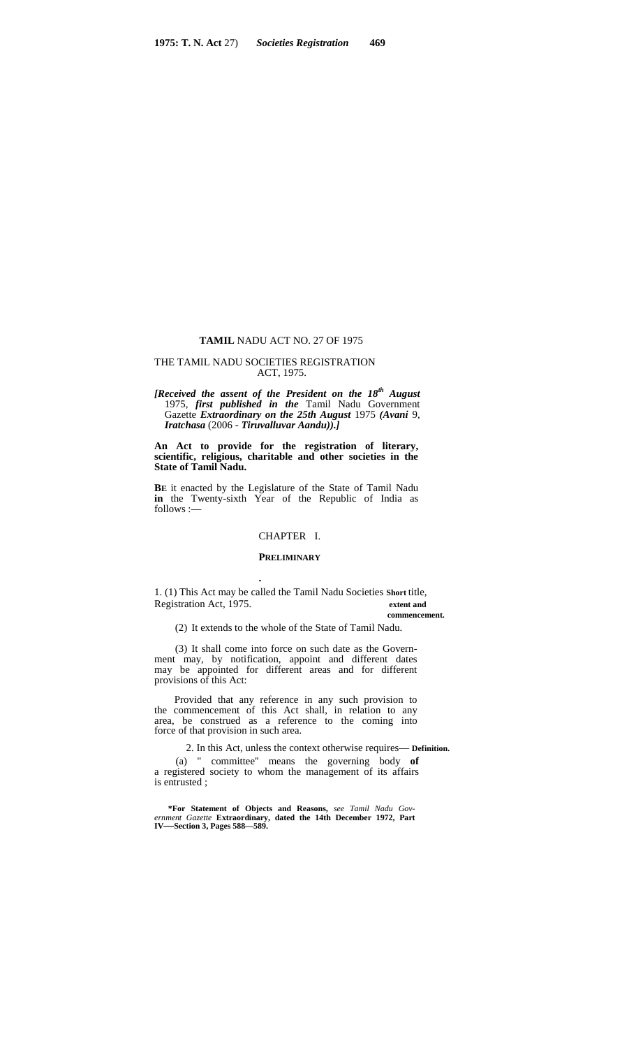**TAMIL NADU ACT NO. 27 OF 1975**

THE TAMIL NADU SOCIETIES REGISTRATION ACT, 1975.

***[Received the assent of the President on the 18th August** 1975, **first published in the** Tamil Nadu Government Gazette **Extraordinary on the 25th August** 1975 **(Avani** 9, **Iratchasa** (2006 - **Tiruvalluvar Aandu)).]***

**An Act to provide for the registration of literary, scientific, religious, charitable and other societies in the State of Tamil Nadu.**

**BE** it enacted by the Legislature of the State of Tamil Nadu **in** the Twenty-sixth Year of the Republic of India as follows :—

CHAPTER I.

**PRELIMINARY**

1. (1) This Act may be called the Tamil Nadu Societies Registration Act, 1975. **Short title, extent and commencement.**

(2) It extends to the whole of the State of Tamil Nadu.

(3) It shall come into force on such date as the Government may, by notification, appoint and different dates may be appointed for different areas and for different provisions of this Act:

Provided that any reference in any such provision to the commencement of this Act shall, in relation to any area, be construed as a reference to the coming into force of that provision in such area.

2. In this Act, unless the context otherwise requires— **Definition.**

(a) " committee" means the governing body **of** a registered society to whom the management of its affairs is entrusted ;

**\*For Statement of Objects and Reasons,** *see Tamil Nadu Government Gazette* **Extraordinary, dated the 14th December 1972, Part IV—Section 3, Pages 588—589.**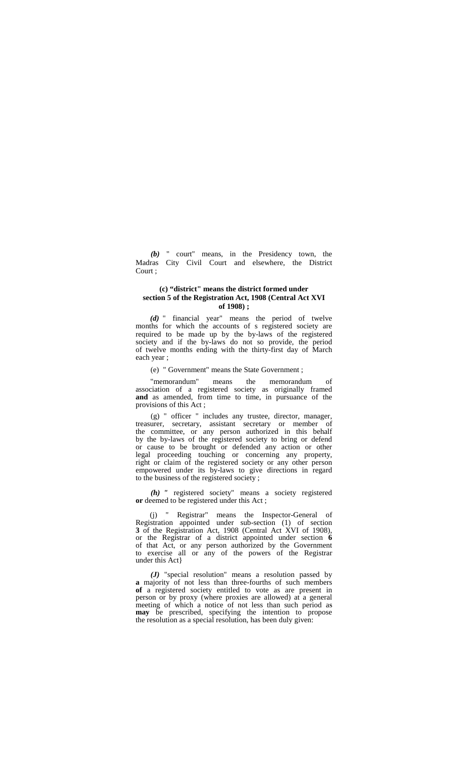*(b)* " court" means, in the Presidency town, the Madras City Civil Court and elsewhere, the District Court ;

**(c) "district" means the district formed under section 5 of the Registration Act, 1908 (Central Act XVI of 1908) ;**

*(d)* " financial year" means the period of twelve months for which the accounts of s registered society are required to be made up by the by-laws of the registered society and if the by-laws do not so provide, the period of twelve months ending with the thirty-first day of March each year ;

(e) " Government" means the State Government ;

"memorandum" means the memorandum of association of a registered society as originally framed **and** as amended, from time to time, in pursuance of the provisions of this Act ;

(g) " officer " includes any trustee, director, manager, treasurer, secretary, assistant secretary or member of the committee, or any person authorized in this behalf by the by-laws of the registered society to bring or defend or cause to be brought or defended any action or other legal proceeding touching or concerning any property, right or claim of the registered society or any other person empowered under its by-laws to give directions in regard to the business of the registered society ;

*(h) "* registered society" means a society registered **or** deemed to be registered under this Act ;

(j) " Registrar" means the Inspector-General of Registration appointed under sub-section (1) of section **3** of the Registration Act, 1908 (Central Act XVI of 1908), or the Registrar of a district appointed under section **6** of that Act, or any person authorized by the Government to exercise all or any of the powers of the Registrar under this Act}

*(J)* "special resolution" means a resolution passed by **a** majority of not less than three-fourths of such members **of** a registered society entitled to vote as are present in person or by proxy (where proxies are allowed) at a general meeting of which a notice of not less than such period as **may** be prescribed, specifying the intention to propose the resolution as a special resolution, has been duly given: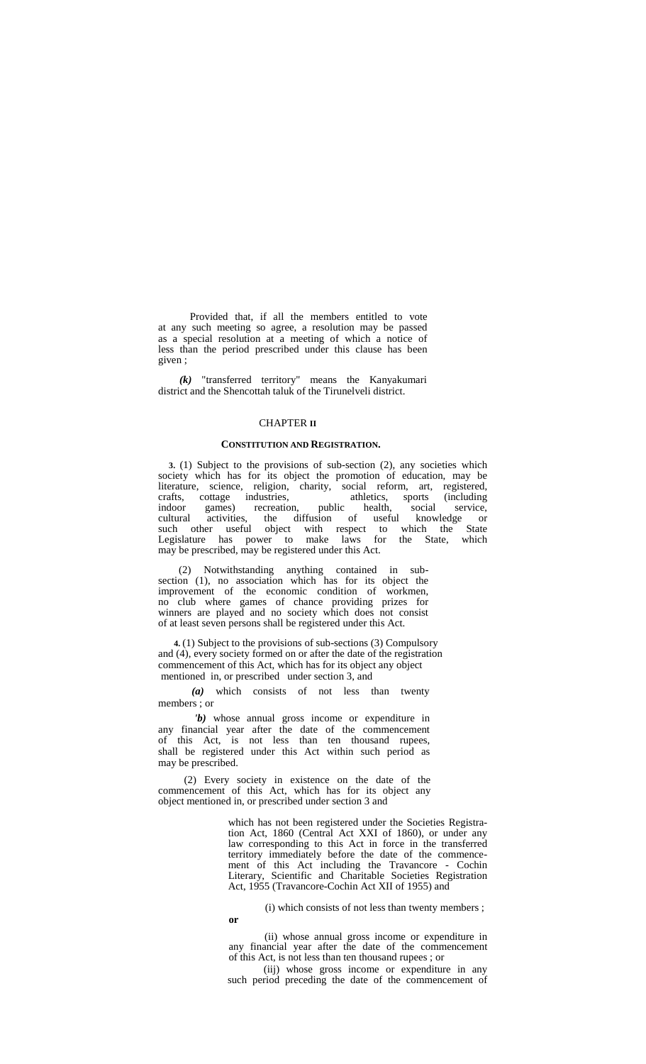Provided that, if all the members entitled to vote at any such meeting so agree, a resolution may be passed as a special resolution at a meeting of which a notice of less than the period prescribed under this clause has been given ;

***(k)*** "transferred territory" means the Kanyakumari district and the Shencottah taluk of the Tirunelveli district.

## CHAPTER II

### CONSTITUTION AND REGISTRATION.

**3.** (1) Subject to the provisions of sub-section (2), any society which has for its object the promotion of education, literature, science, religion, charity, social reform, art, crafts, cottage industries, athletics, sports (including indoor games) recreation, public health, social service, cultural activities, the diffusion of useful knowledge or such other useful object with respect to which the State Legislature has power to make laws for the State, which may be prescribed, may be registered under this Act.

Societies which may be registered.

(2) Notwithstanding anything contained in sub-section (1), no association which has for its object the improvement of the economic condition of workmen, no club where games of chance providing prizes for winners are played and no society which does not consist of at least seven persons shall be registered under this Act.

**4.** (1) Subject to the provisions of sub-sections (3) and (4), every society formed on or after the date of the commencement of this Act, which has for its object any object mentioned in, or prescribed under section 3, and

Compulsory registration.

***(a)*** which consists of not less than twenty members ; or

***(b)*** whose annual gross income or expenditure in any financial year after the date of the commencement of this Act, is not less than ten thousand rupees, shall be registered under this Act within such period as may be prescribed.

(2) Every society in existence on the date of the commencement of this Act, which has for its object any object mentioned in, or prescribed under section 3 and

which has not been registered under the Societies Registration Act, 1860 (Central Act XXI of 1860), or under any law corresponding to this Act in force in the transferred territory immediately before the date of the commencement of this Act including the Travancore - Cochin Literary, Scientific and Charitable Societies Registration Act, 1955 (Travancore-Cochin Act XII of 1955) and

(i) which consists of not less than twenty members ;

**or**

(ii) whose annual gross income or expenditure in any financial year after the date of the commencement of this Act, is not less than ten thousand rupees ; or

(iii) whose gross income or expenditure in any such period preceding the date of the commencement of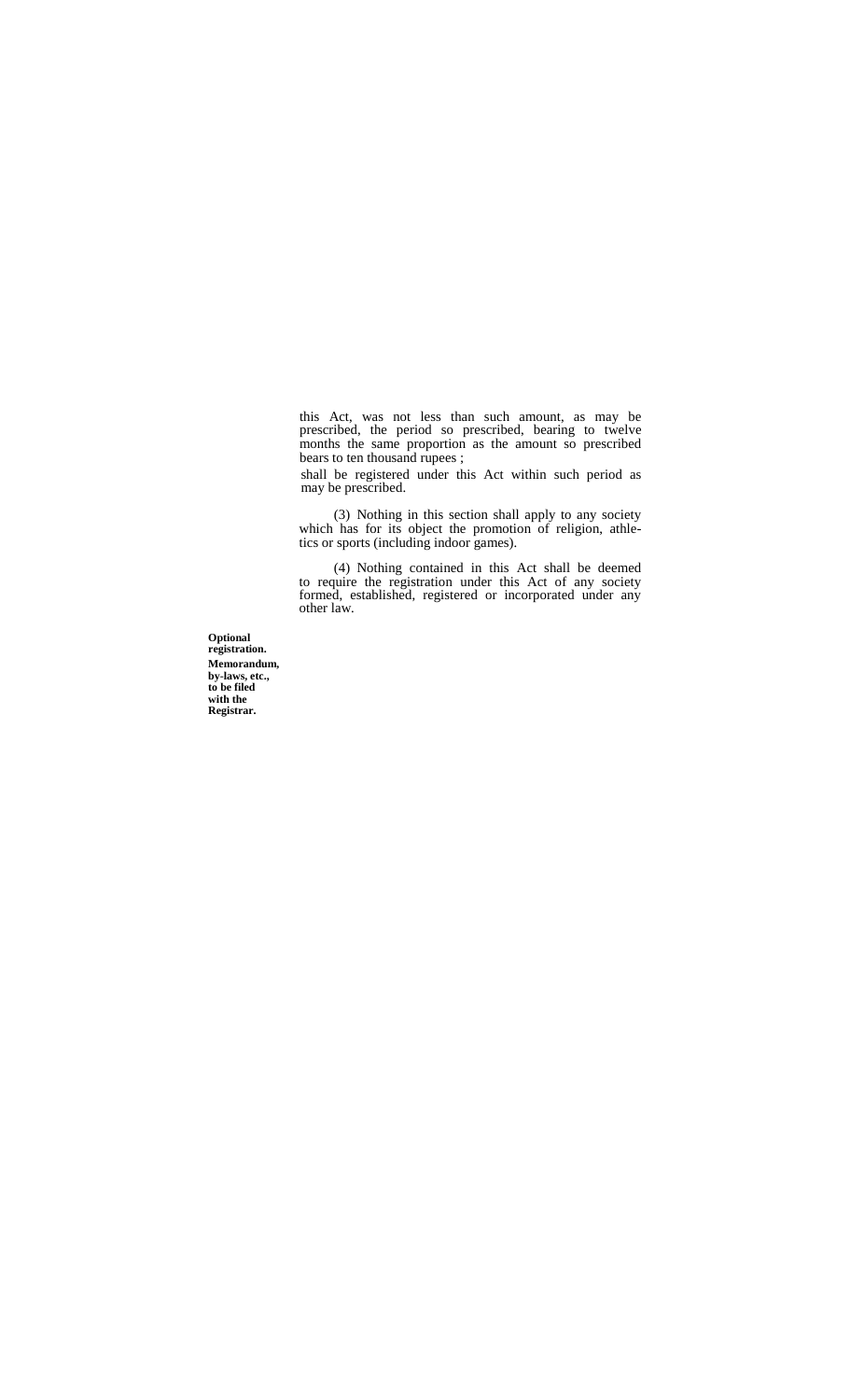this Act, was not less than such amount, as may be prescribed, the period so prescribed, bearing to twelve months the same proportion as the amount so prescribed bears to ten thousand rupees ;

shall be registered under this Act within such period as may be prescribed.

(3) Nothing in this section shall apply to any society which has for its object the promotion of religion, athletics or sports (including indoor games).

(4) Nothing contained in this Act shall be deemed to require the registration under this Act of any society formed, established, registered or incorporated under any other law.

**Optional registration.**

**Memorandum, by-laws, etc., to be filed with the Registrar.**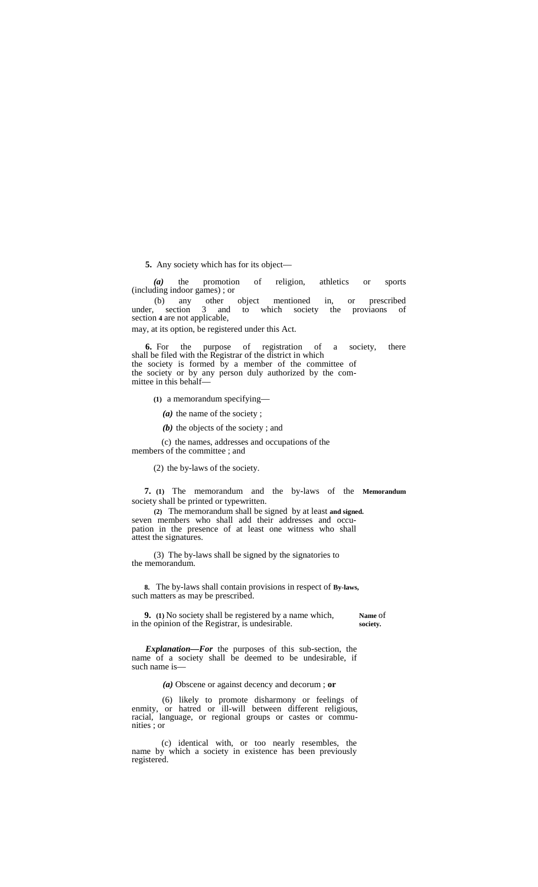**5.** Any society which has for its object—

*(a)* the promotion of religion, athletics or sports (including indoor games) ; or

(b) any other object mentioned in, or prescribed under, section 3 and to which society the proviaons of section **4** are not applicable,

may, at its option, be registered under this Act.

**6.** For the purpose of registration of a society, there shall be filed with the Registrar of the district in which the society is formed by a member of the committee of the society or by any person duly authorized by the committee in this behalf—

**(1)** a memorandum specifying—

*(a)* the name of the society ;

*(b)* the objects of the society ; and

(c) the names, addresses and occupations of the members of the committee ; and

(2) the by-laws of the society.

**Memorandum and signed.**

**7.** **(1)** The memorandum and the by-laws of the society shall be printed or typewritten.

**(2)** The memorandum shall be signed by at least seven members who shall add their addresses and occupation in the presence of at least one witness who shall attest the signatures.

(3) The by-laws shall be signed by the signatories to the memorandum.

**By-laws,**

**8.** The by-laws shall contain provisions in respect of such matters as may be prescribed.

**Name of society.**

**9.** **(1)** No society shall be registered by a name which, in the opinion of the Registrar, is undesirable.

***Explanation—For*** the purposes of this sub-section, the name of a society shall be deemed to be undesirable, if such name is—

*(a)* Obscene or against decency and decorum ; **or**

(6) likely to promote disharmony or feelings of enmity, or hatred or ill-will between different religious, racial, language, or regional groups or castes or communities ; or

(c) identical with, or too nearly resembles, the name by which a society in existence has been previously registered.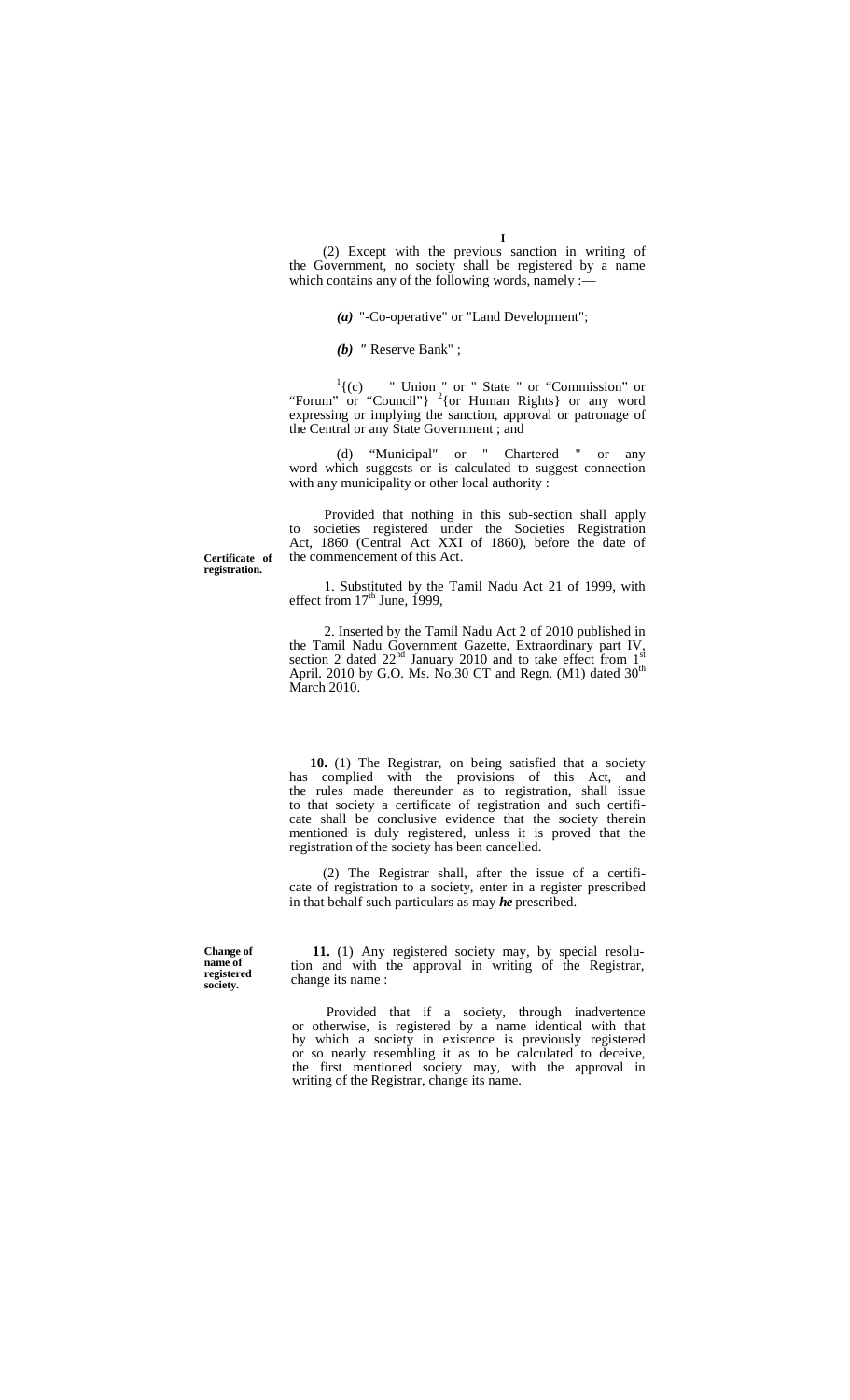(2) Except with the previous sanction in writing of the Government, no society shall be registered by a name which contains any of the following words, namely :—

*(a)* "-Co-operative" or "Land Development";

*(b)* " Reserve Bank" ;

[1]{(c) " Union " or " State " or "Commission" or "Forum" or "Council"} [2]{or Human Rights} or any word expressing or implying the sanction, approval or patronage of the Central or any State Government ; and

(d) "Municipal" or " Chartered " or any word which suggests or is calculated to suggest connection with any municipality or other local authority :

Provided that nothing in this sub-section shall apply to societies registered under the Societies Registration Act, 1860 (Central Act XXI of 1860), before the date of the commencement of this Act.

1. Substituted by the Tamil Nadu Act 21 of 1999, with effect from 17th June, 1999,

2. Inserted by the Tamil Nadu Act 2 of 2010 published in the Tamil Nadu Government Gazette, Extraordinary part IV, section 2 dated 22nd January 2010 and to take effect from 1st April. 2010 by G.O. Ms. No.30 CT and Regn. (M1) dated 30th March 2010.

**Certificate of registration.**

**10.** (1) The Registrar, on being satisfied that a society has complied with the provisions of this Act, and the rules made thereunder as to registration, shall issue to that society a certificate of registration and such certificate shall be conclusive evidence that the society therein mentioned is duly registered, unless it is proved that the registration of the society has been cancelled.

(2) The Registrar shall, after the issue of a certificate of registration to a society, enter in a register prescribed in that behalf such particulars as may ***he*** prescribed.

**Change of name of registered society.**

**11.** (1) Any registered society may, by special resolution and with the approval in writing of the Registrar, change its name :

Provided that if a society, through inadvertence or otherwise, is registered by a name identical with that by which a society in existence is previously registered or so nearly resembling it as to be calculated to deceive, the first mentioned society may, with the approval in writing of the Registrar, change its name.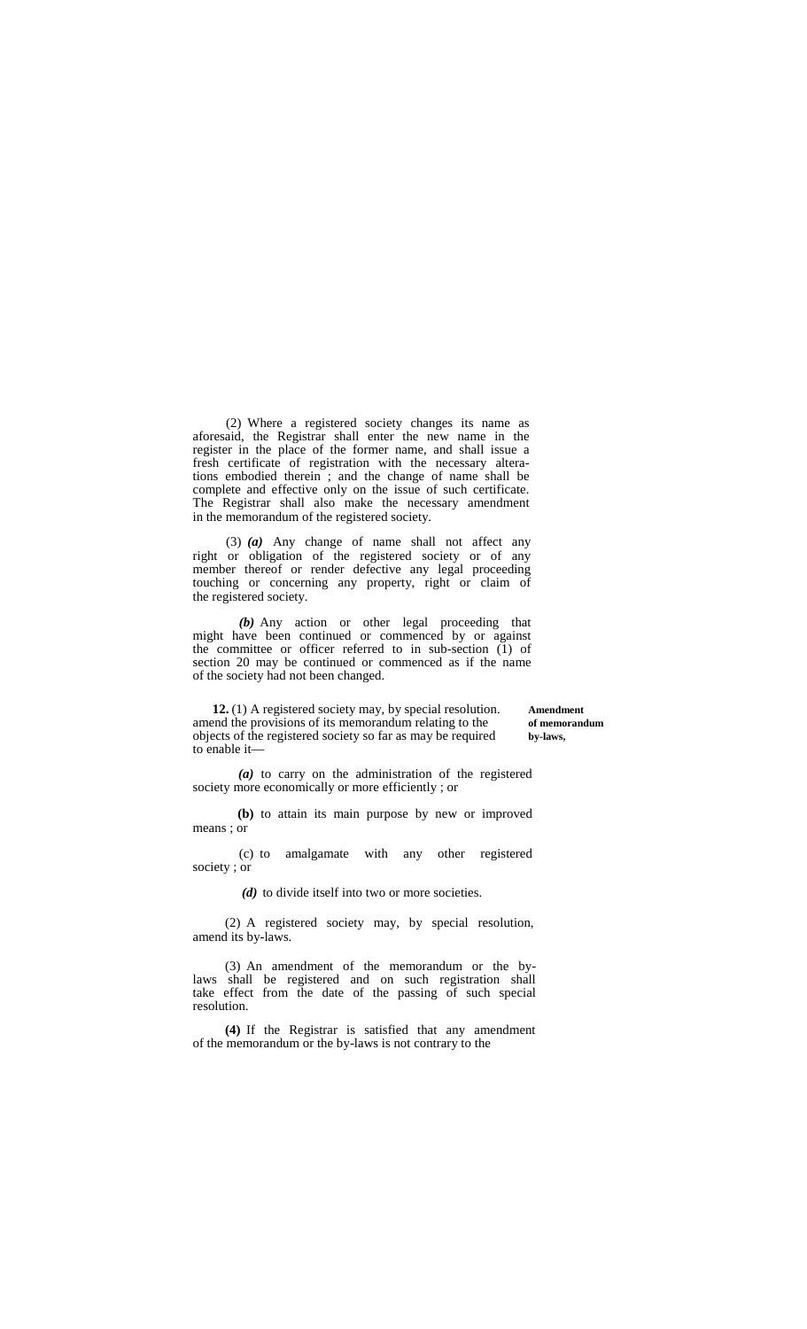(2) Where a registered society changes its name as aforesaid, the Registrar shall enter the new name in the register in the place of the former name, and shall issue a fresh certificate of registration with the necessary alterations embodied therein ; and the change of name shall be complete and effective only on the issue of such certificate. The Registrar shall also make the necessary amendment in the memorandum of the registered society.

(3) ***(a)*** Any change of name shall not affect any right or obligation of the registered society or of any member thereof or render defective any legal proceeding touching or concerning any property, right or claim of the registered society.

***(b)*** Any action or other legal proceeding that might have been continued or commenced by or against the committee or officer referred to in sub-section (1) of section 20 may be continued or commenced as if the name of the society had not been changed.

**Amendment of memorandum by-laws,**

**12.** (1) A registered society may, by special resolution. amend the provisions of its memorandum relating to the objects of the registered society so far as may be required to enable it—

***(a)*** to carry on the administration of the registered society more economically or more efficiently ; or

**(b)** to attain its main purpose by new or improved means ; or

(c) to amalgamate with any other registered society ; or

***(d)*** to divide itself into two or more societies.

(2) A registered society may, by special resolution, amend its by-laws.

(3) An amendment of the memorandum or the by-laws shall be registered and on such registration shall take effect from the date of the passing of such special resolution.

**(4)** If the Registrar is satisfied that any amendment of the memorandum or the by-laws is not contrary to the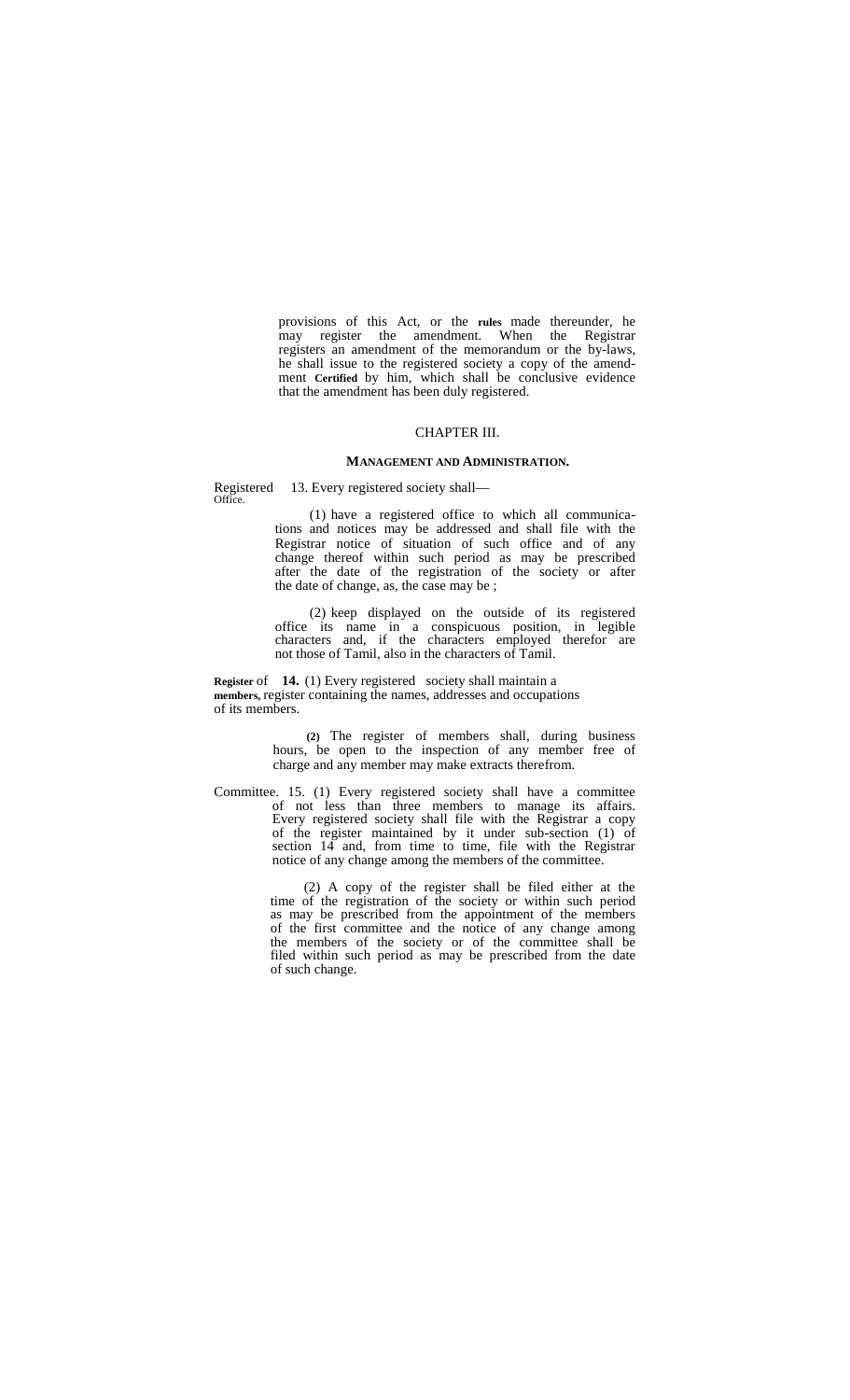provisions of this Act, or the rules made thereunder, he may register the amendment. When the Registrar registers an amendment of the memorandum or the by-laws, he shall issue to the registered society a copy of the amendment Certified by him, which shall be conclusive evidence that the amendment has been duly registered.

## CHAPTER III.

### MANAGEMENT AND ADMINISTRATION.

Registered Office.

13. Every registered society shall—

(1) have a registered office to which all communications and notices may be addressed and shall file with the Registrar notice of situation of such office and of any change thereof within such period as may be prescribed after the date of the registration of the society or after the date of change, as, the case may be ;

(2) keep displayed on the outside of its registered office its name in a conspicuous position, in legible characters and, if the characters employed therefor are not those of Tamil, also in the characters of Tamil.

Register of members.

**14.** (1) Every registered society shall maintain a register containing the names, addresses and occupations of its members.

(2) The register of members shall, during business hours, be open to the inspection of any member free of charge and any member may make extracts therefrom.

Committee.

15. (1) Every registered society shall have a committee of not less than three members to manage its affairs. Every registered society shall file with the Registrar a copy of the register maintained by it under sub-section (1) of section 14 and, from time to time, file with the Registrar notice of any change among the members of the committee.

(2) A copy of the register shall be filed either at the time of the registration of the society or within such period as may be prescribed from the appointment of the members of the first committee and the notice of any change among the members of the society or of the committee shall be filed within such period as may be prescribed from the date of such change.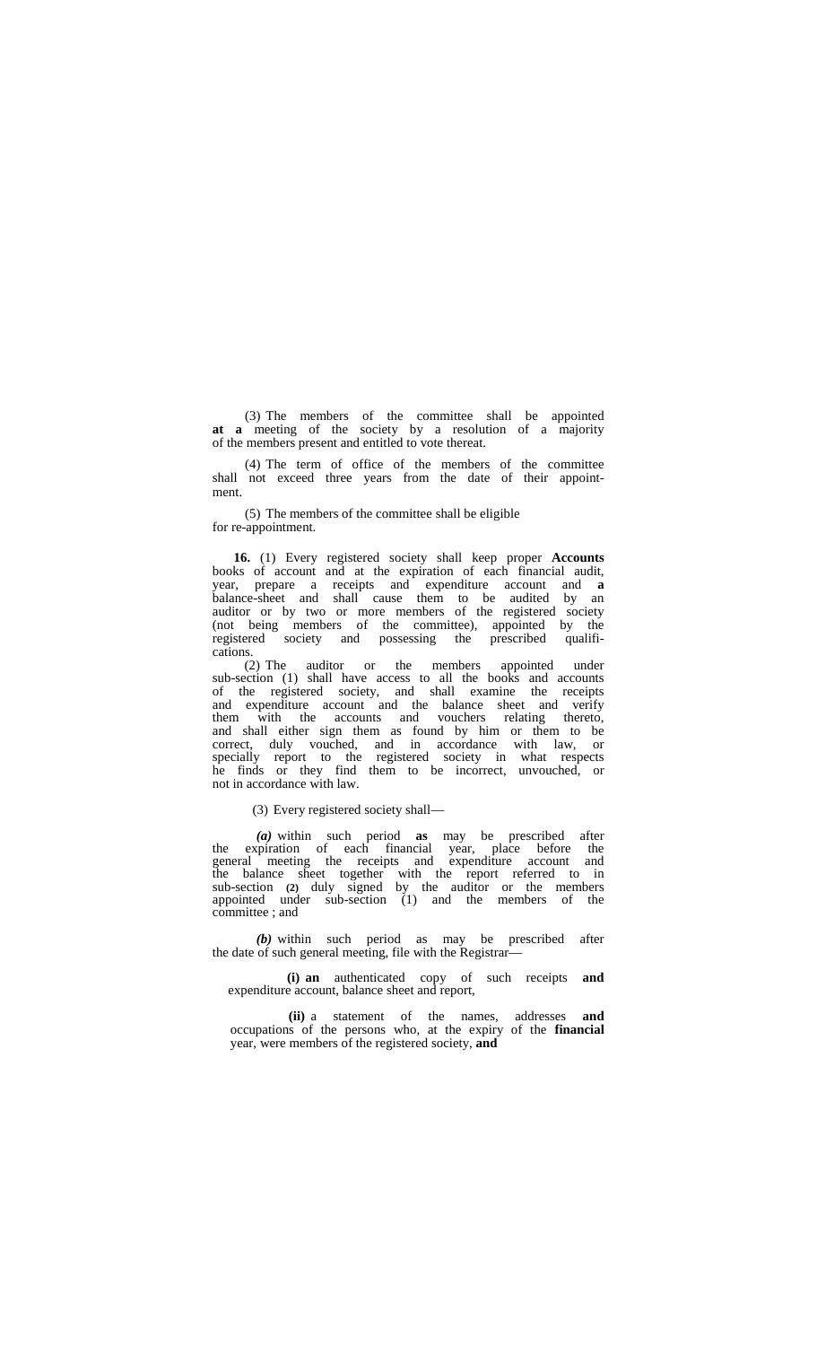(3) The members of the committee shall be appointed **at a** meeting of the society by a resolution of a majority of the members present and entitled to vote thereat.

(4) The term of office of the members of the committee shall not exceed three years from the date of their appointment.

(5) The members of the committee shall be eligible for re-appointment.

**Accounts audit,**

**16.** (1) Every registered society shall keep proper books of account and at the expiration of each financial year, prepare a receipts and expenditure account and **a** balance-sheet and shall cause them to be audited by an auditor or by two or more members of the registered society (not being members of the committee), appointed by the registered society and possessing the prescribed qualifications.

(2) The auditor or the members appointed under sub-section (1) shall have access to all the books and accounts of the registered society, and shall examine the receipts and expenditure account and the balance sheet and verify them with the accounts and vouchers relating thereto, and shall either sign them as found by him or them to be correct, duly vouched, and in accordance with law, or specially report to the registered society in what respects he finds or they find them to be incorrect, unvouched, or not in accordance with law.

(3) Every registered society shall—

*(a)* within such period **as** may be prescribed after the expiration of each financial year, place before the general meeting the receipts and expenditure account and the balance sheet together with the report referred to in sub-section **(2)** duly signed by the auditor or the members appointed under sub-section (1) and the members of the committee ; and

*(b)* within such period as may be prescribed after the date of such general meeting, file with the Registrar—

**(i) an** authenticated copy of such receipts **and** expenditure account, balance sheet and report,

**(ii)** a statement of the names, addresses **and** occupations of the persons who, at the expiry of the **financial** year, were members of the registered society, **and**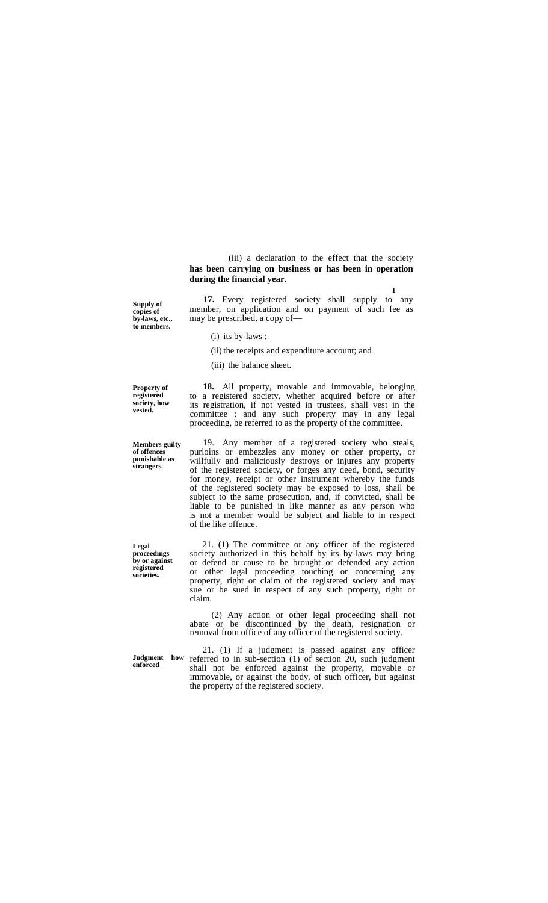(iii) a declaration to the effect that the society **has been carrying on business or has been in operation during the financial year.**

I

**Supply of copies of by-laws, etc., to members.**

**17.** Every registered society shall supply to any member, on application and on payment of such fee as may be prescribed, a copy of—

(i) its by-laws ;

(ii) the receipts and expenditure account; and

(iii) the balance sheet.

**Property of registered society, how vested.**

**18.** All property, movable and immovable, belonging to a registered society, whether acquired before or after its registration, if not vested in trustees, shall vest in the committee ; and any such property may in any legal proceeding, be referred to as the property of the committee.

**Members guilty of offences punishable as strangers.**

19. Any member of a registered society who steals, purloins or embezzles any money or other property, or willfully and maliciously destroys or injures any property of the registered society, or forges any deed, bond, security for money, receipt or other instrument whereby the funds of the registered society may be exposed to loss, shall be subject to the same prosecution, and, if convicted, shall be liable to be punished in like manner as any person who is not a member would be subject and liable to in respect of the like offence.

**Legal proceedings by or against registered societies.**

21. (1) The committee or any officer of the registered society authorized in this behalf by its by-laws may bring or defend or cause to be brought or defended any action or other legal proceeding touching or concerning any property, right or claim of the registered society and may sue or be sued in respect of any such property, right or claim.

(2) Any action or other legal proceeding shall not abate or be discontinued by the death, resignation or removal from office of any officer of the registered society.

**Judgment how enforced**

21. (1) If a judgment is passed against any officer referred to in sub-section (1) of section 20, such judgment shall not be enforced against the property, movable or immovable, or against the body, of such officer, but against the property of the registered society.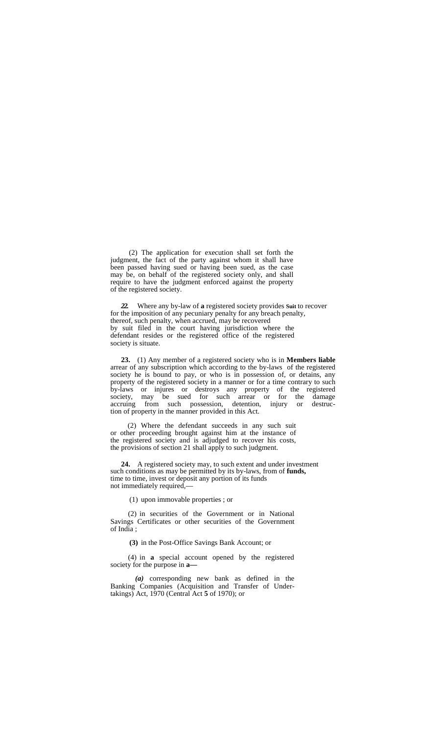(2) The application for execution shall set forth the judgment, the fact of the party against whom it shall have been passed having sued or having been sued, as the case may be, on behalf of the registered society only, and shall require to have the judgment enforced against the property of the registered society.

**Suit to recover penalty.**

***22.*** Where any by-law of **a** registered society provides for the imposition of any pecuniary penalty for any breach thereof, such penalty, when accrued, may be recovered by suit filed in the court having jurisdiction where the defendant resides or the registered office of the registered society is situate.

**Members liable**

**23.** (1) Any member of a registered society who is in arrear of any subscription which according to the by-laws of the registered society he is bound to pay, or who is in possession of, or detains, any property of the registered society in a manner or for a time contrary to such by-laws or injures or destroys any property of the registered society, may be sued for such arrear or for the damage accruing from such possession, detention, injury or destruction of property in the manner provided in this Act.

(2) Where the defendant succeeds in any such suit or other proceeding brought against him at the instance of the registered society and is adjudged to recover his costs, the provisions of section 21 shall apply to such judgment.

**Investment of funds.**

**24.** A registered society may, to such extent and under such conditions as may be permitted by its by-laws, from time to time, invest or deposit any portion of its funds not immediately required,—

(1) upon immovable properties ; or

(2) in securities of the Government or in National Savings Certificates or other securities of the Government of India ;

**(3)** in the Post-Office Savings Bank Account; or

(4) in **a** special account opened by the registered society for the purpose in **a—**

***(a)*** corresponding new bank as defined in the Banking Companies (Acquisition and Transfer of Undertakings) Act, 1970 (Central Act **5** of 1970); or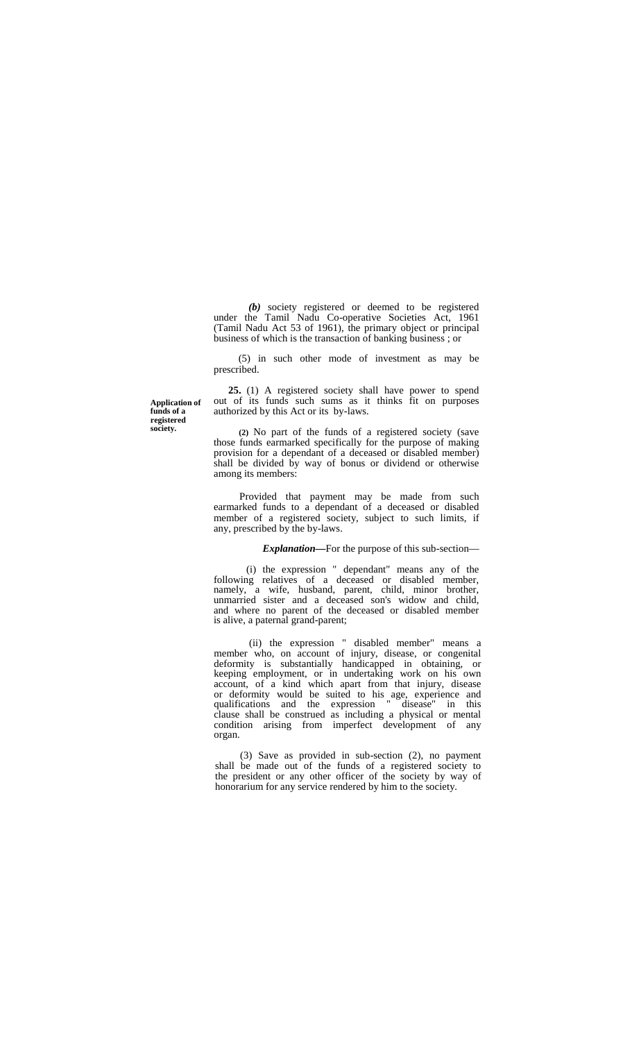*(b)* society registered or deemed to be registered under the Tamil Nadu Co-operative Societies Act, 1961 (Tamil Nadu Act 53 of 1961), the primary object or principal business of which is the transaction of banking business ; or

(5) in such other mode of investment as may be prescribed.

**Application of funds of a registered society.**

**25.** (1) A registered society shall have power to spend out of its funds such sums as it thinks fit on purposes authorized by this Act or its by-laws.

**(2)** No part of the funds of a registered society (save those funds earmarked specifically for the purpose of making provision for a dependant of a deceased or disabled member) shall be divided by way of bonus or dividend or otherwise among its members:

Provided that payment may be made from such earmarked funds to a dependant of a deceased or disabled member of a registered society, subject to such limits, if any, prescribed by the by-laws.

***Explanation*—**For the purpose of this sub-section—

(i) the expression " dependant" means any of the following relatives of a deceased or disabled member, namely, a wife, husband, parent, child, minor brother, unmarried sister and a deceased son's widow and child, and where no parent of the deceased or disabled member is alive, a paternal grand-parent;

(ii) the expression " disabled member" means a member who, on account of injury, disease, or congenital deformity is substantially handicapped in obtaining, or keeping employment, or in undertaking work on his own account, of a kind which apart from that injury, disease or deformity would be suited to his age, experience and qualifications and the expression " disease" in this clause shall be construed as including a physical or mental condition arising from imperfect development of any organ.

(3) Save as provided in sub-section (2), no payment shall be made out of the funds of a registered society to the president or any other officer of the society by way of honorarium for any service rendered by him to the society.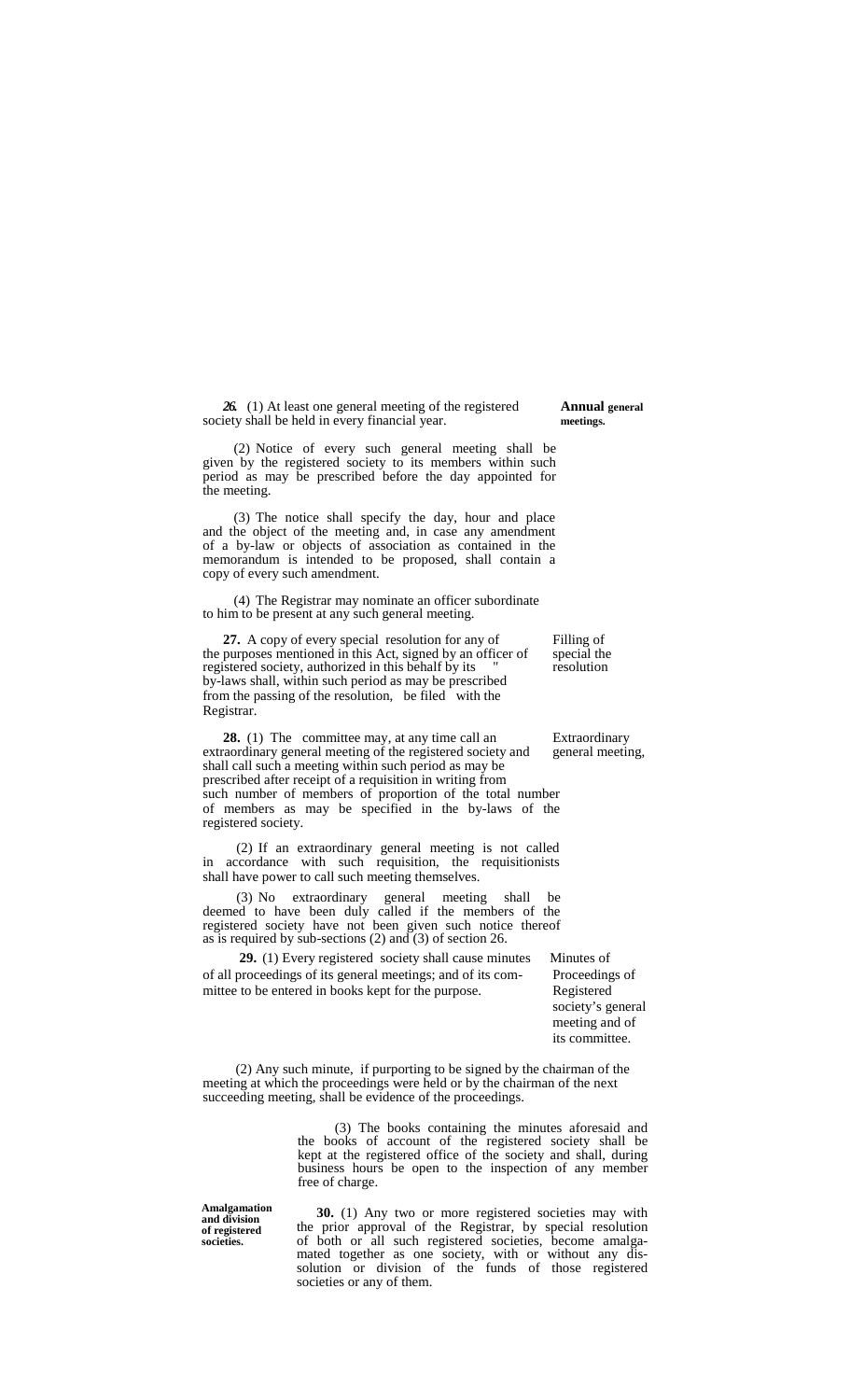**26.** (1) At least one general meeting of the registered society shall be held in every financial year.

**Annual general meetings.**

(2) Notice of every such general meeting shall be given by the registered society to its members within such period as may be prescribed before the day appointed for the meeting.

(3) The notice shall specify the day, hour and place and the object of the meeting and, in case any amendment of a by-law or objects of association as contained in the memorandum is intended to be proposed, shall contain a copy of every such amendment.

(4) The Registrar may nominate an officer subordinate to him to be present at any such general meeting.

**27.** A copy of every special resolution for any of the purposes mentioned in this Act, signed by an officer of registered society, authorized in this behalf by its " by-laws shall, within such period as may be prescribed from the passing of the resolution, be filed with the Registrar.

Filling of special the resolution

**28.** (1) The committee may, at any time call an extraordinary general meeting of the registered society and shall call such a meeting within such period as may be prescribed after receipt of a requisition in writing from such number of members of proportion of the total number of members as may be specified in the by-laws of the registered society.

Extraordinary general meeting,

(2) If an extraordinary general meeting is not called in accordance with such requisition, the requisitionists shall have power to call such meeting themselves.

(3) No extraordinary general meeting shall be deemed to have been duly called if the members of the registered society have not been given such notice thereof as is required by sub-sections (2) and (3) of section 26.

**29.** (1) Every registered society shall cause minutes of all proceedings of its general meetings; and of its committee to be entered in books kept for the purpose.

Minutes of Proceedings of Registered society's general meeting and of its committee.

(2) Any such minute, if purporting to be signed by the chairman of the meeting at which the proceedings were held or by the chairman of the next succeeding meeting, shall be evidence of the proceedings.

(3) The books containing the minutes aforesaid and the books of account of the registered society shall be kept at the registered office of the society and shall, during business hours be open to the inspection of any member free of charge.

**Amalgamation and division of registered societies.**

**30.** (1) Any two or more registered societies may with the prior approval of the Registrar, by special resolution of both or all such registered societies, become amalgamated together as one society, with or without any dissolution or division of the funds of those registered societies or any of them.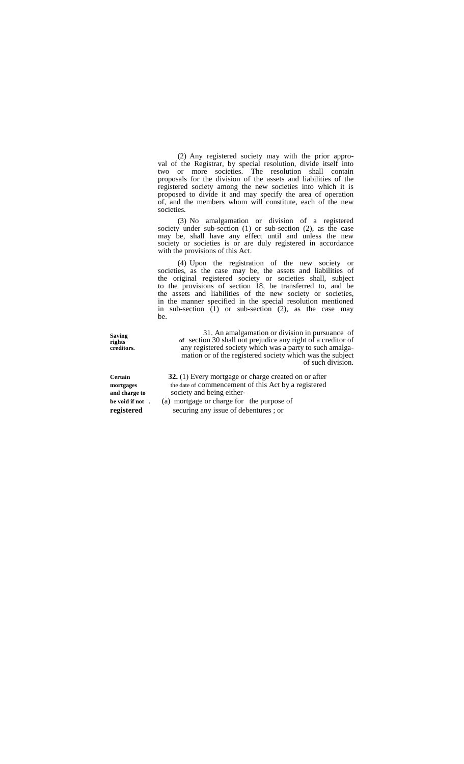(2) Any registered society may with the prior approval of the Registrar, by special resolution, divide itself into two or more societies. The resolution shall contain proposals for the division of the assets and liabilities of the registered society among the new societies into which it is proposed to divide it and may specify the area of operation of, and the members whom will constitute, each of the new societies.

(3) No amalgamation or division of a registered society under sub-section (1) or sub-section (2), as the case may be, shall have any effect until and unless the new society or societies is or are duly registered in accordance with the provisions of this Act.

(4) Upon the registration of the new society or societies, as the case may be, the assets and liabilities of the original registered society or societies shall, subject to the provisions of section 18, be transferred to, and be the assets and liabilities of the new society or societies, in the manner specified in the special resolution mentioned in sub-section (1) or sub-section (2), as the case may be.

**Saving rights of creditors.**

31. An amalgamation or division in pursuance of section 30 shall not prejudice any right of a creditor of any registered society which was a party to such amalgamation or of the registered society which was the subject of such division.

**Certain mortgages and charge to be void if not registered.**

**32.** (1) Every mortgage or charge created on or after the date of commencement of this Act by a registered society and being either-

(a) mortgage or charge for the purpose of securing any issue of debentures ; or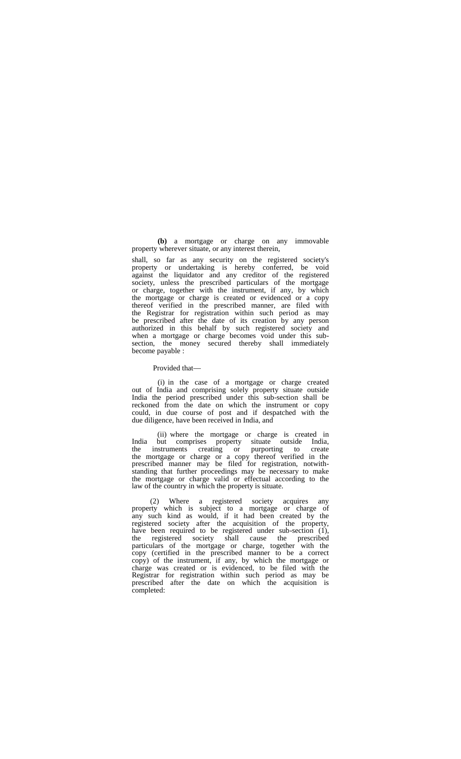**(b)** a mortgage or charge on any immovable property wherever situate, or any interest therein,

shall, so far as any security on the registered society's property or undertaking is hereby conferred, be void against the liquidator and any creditor of the registered society, unless the prescribed particulars of the mortgage or charge, together with the instrument, if any, by which the mortgage or charge is created or evidenced or a copy thereof verified in the prescribed manner, are filed with the Registrar for registration within such period as may be prescribed after the date of its creation by any person authorized in this behalf by such registered society and when a mortgage or charge becomes void under this sub-section, the money secured thereby shall immediately become payable :

Provided that—

(i) in the case of a mortgage or charge created out of India and comprising solely property situate outside India the period prescribed under this sub-section shall be reckoned from the date on which the instrument or copy could, in due course of post and if despatched with the due diligence, have been received in India, and

(ii) where the mortgage or charge is created in India but comprises property situate outside India, the instruments creating or purporting to create the mortgage or charge or a copy thereof verified in the prescribed manner may be filed for registration, notwithstanding that further proceedings may be necessary to make the mortgage or charge valid or effectual according to the law of the country in which the property is situate.

(2) Where a registered society acquires any property which is subject to a mortgage or charge of any such kind as would, if it had been created by the registered society after the acquisition of the property, have been required to be registered under sub-section (1), the registered society shall cause the prescribed particulars of the mortgage or charge, together with the copy (certified in the prescribed manner to be a correct copy) of the instrument, if any, by which the mortgage or charge was created or is evidenced, to be filed with the Registrar for registration within such period as may be prescribed after the date on which the acquisition is completed: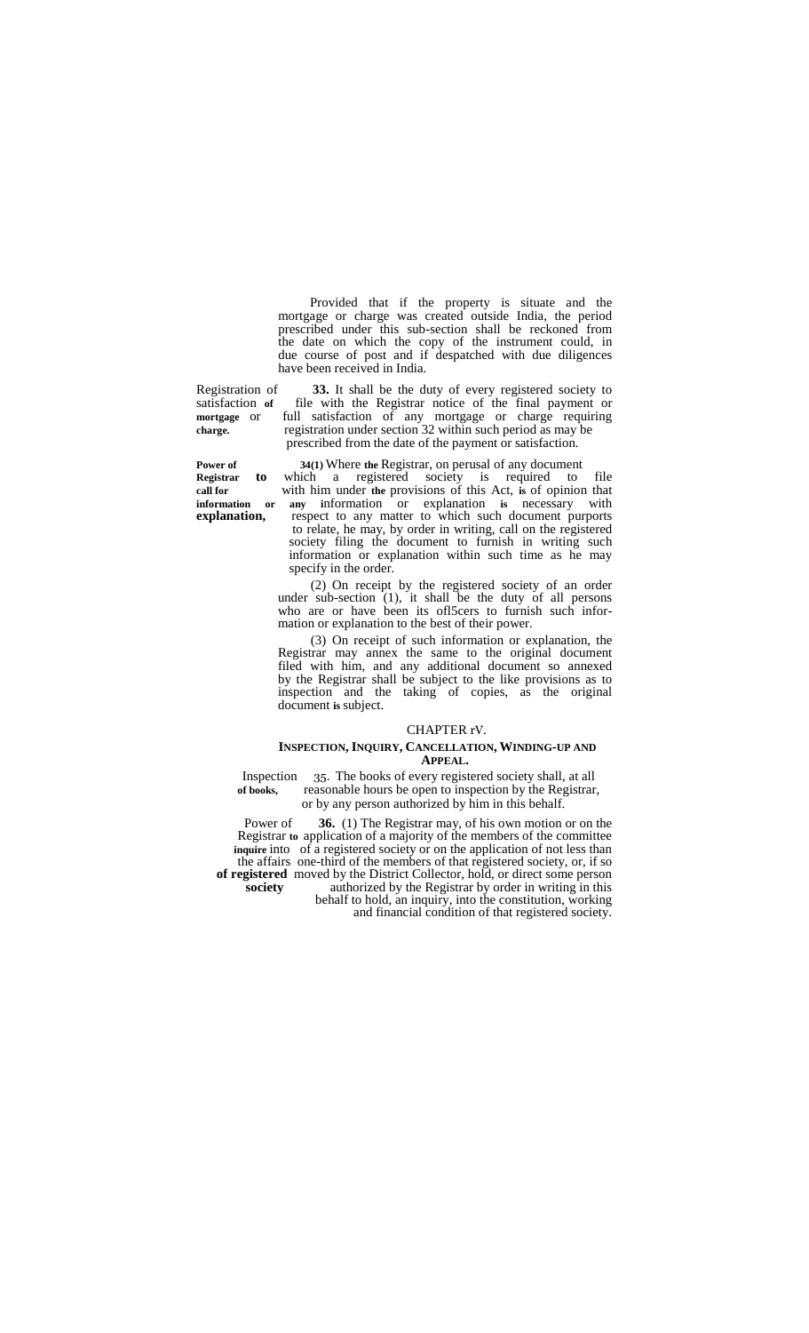Provided that if the property is situate and the mortgage or charge was created outside India, the period prescribed under this sub-section shall be reckoned from the date on which the copy of the instrument could, in due course of post and if despatched with due diligences have been received in India.

**Registration of satisfaction of mortgage or charge.**

**33.** It shall be the duty of every registered society to file with the Registrar notice of the final payment or full satisfaction of any mortgage or charge requiring registration under section 32 within such period as may be prescribed from the date of the payment or satisfaction.

**Power of Registrar to call for information or explanation.**

**34(1)** Where the Registrar, on perusal of any document which a registered society is required to file with him under the provisions of this Act, is of opinion that any information or explanation is necessary with respect to any matter to which such document purports to relate, he may, by order in writing, call on the registered society filing the document to furnish in writing such information or explanation within such time as he may specify in the order.

(2) On receipt by the registered society of an order under sub-section (1), it shall be the duty of all persons who are or have been its ofl5cers to furnish such information or explanation to the best of their power.

(3) On receipt of such information or explanation, the Registrar may annex the same to the original document filed with him, and any additional document so annexed by the Registrar shall be subject to the like provisions as to inspection and the taking of copies, as the original document is subject.

## CHAPTER rV.

### INSPECTION, INQUIRY, CANCELLATION, WINDING-UP AND APPEAL.

**Inspection of books.**

35. The books of every registered society shall, at all reasonable hours be open to inspection by the Registrar, or by any person authorized by him in this behalf.

**Power of Registrar to inquire into the affairs of registered society**

**36.** (1) The Registrar may, of his own motion or on the application of a majority of the members of the committee of a registered society or on the application of not less than one-third of the members of that registered society, or, if so moved by the District Collector, hold, or direct some person authorized by the Registrar by order in writing in this behalf to hold, an inquiry, into the constitution, working and financial condition of that registered society.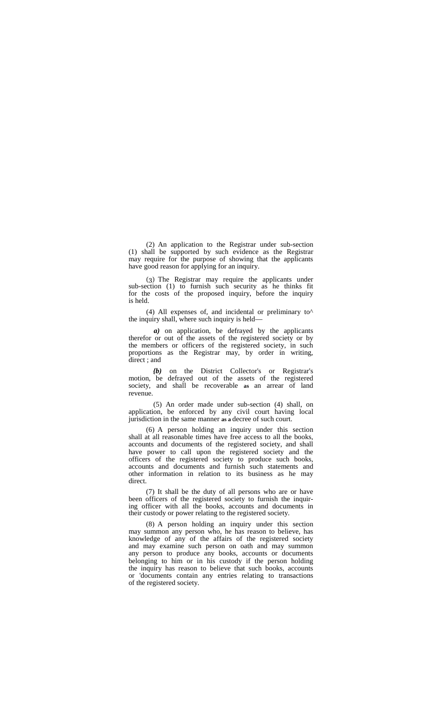(2) An application to the Registrar under sub-section (1) shall be supported by such evidence as the Registrar may require for the purpose of showing that the applicants have good reason for applying for an inquiry.

(3) The Registrar may require the applicants under sub-section (1) to furnish such security as he thinks fit for the costs of the proposed inquiry, before the inquiry is held.

(4) All expenses of, and incidental or preliminary to^ the inquiry shall, where such inquiry is held—

*a)* on application, be defrayed by the applicants therefor or out of the assets of the registered society or by the members or officers of the registered society, in such proportions as the Registrar may, by order in writing, direct ; and

*{b)* on the District Collector's or Registrar's motion, be defrayed out of the assets of the registered society, and shall be recoverable **as** an arrear of land revenue.

(5) An order made under sub-section (4) shall, on application, be enforced by any civil court having local jurisdiction in the same manner **as a** decree of such court.

(6) A person holding an inquiry under this section shall at all reasonable times have free access to all the books, accounts and documents of the registered society, and shall have power to call upon the registered society and the officers of the registered society to produce such books, accounts and documents and furnish such statements and other information in relation to its business as he may direct.

(7) It shall be the duty of all persons who are or have been officers of the registered society to furnish the inquiring officer with all the books, accounts and documents in their custody or power relating to the registered society.

(8) A person holding an inquiry under this section may summon any person who, he has reason to believe, has knowledge of any of the affairs of the registered society and may examine such person on oath and may summon any person to produce any books, accounts or documents belonging to him or in his custody if the person holding the inquiry has reason to believe that such books, accounts or 'documents contain any entries relating to transactions of the registered society.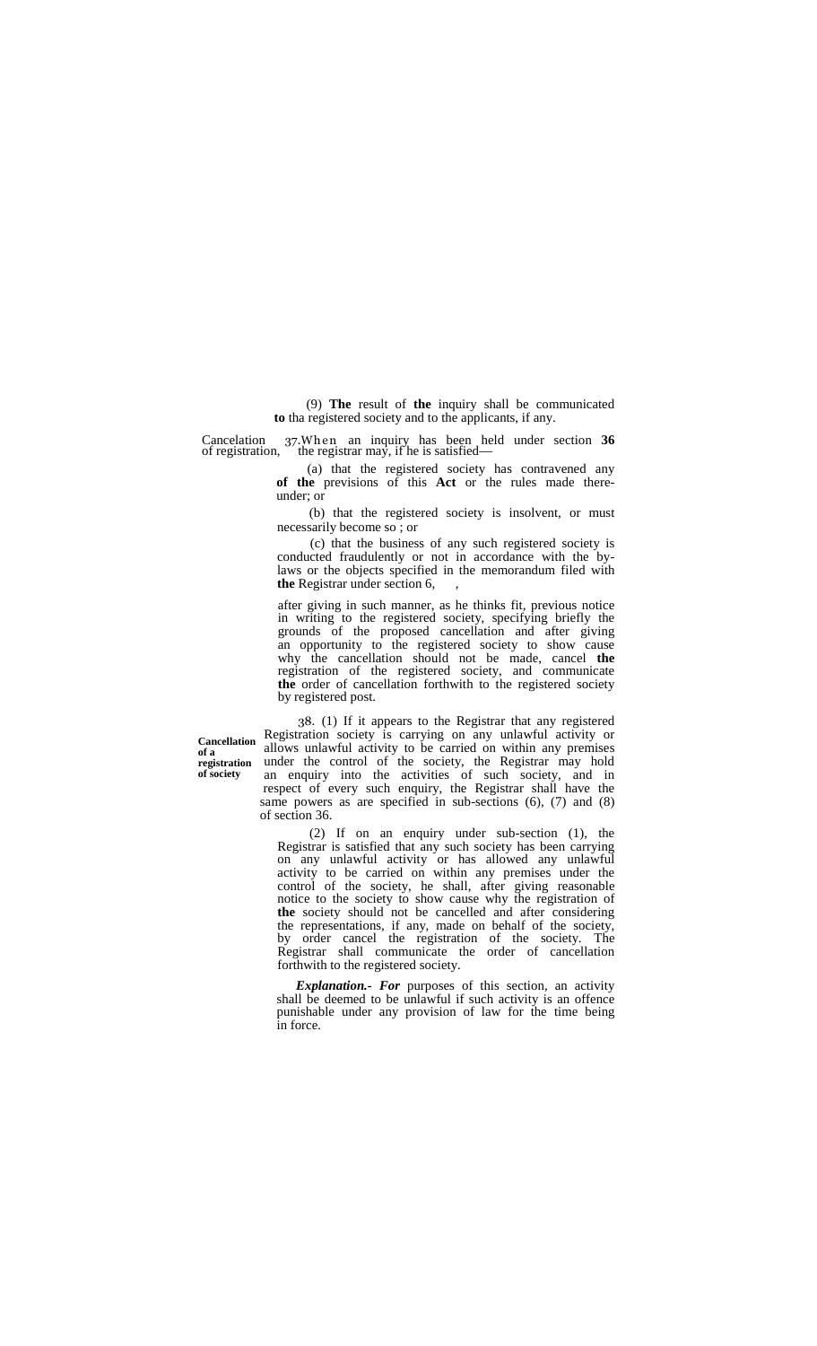(9) **The** result of **the** inquiry shall be communicated **to** tha registered society and to the applicants, if any.

Cancelation of registration,

37. When an inquiry has been held under section **36** the registrar may, if he is satisfied—

(a) that the registered society has contravened any **of the** previsions of this **Act** or the rules made there-under; or

(b) that the registered society is insolvent, or must necessarily become so ; or

(c) that the business of any such registered society is conducted fraudulently or not in accordance with the by-laws or the objects specified in the memorandum filed with **the** Registrar under section 6, ,

after giving in such manner, as he thinks fit, previous notice in writing to the registered society, specifying briefly the grounds of the proposed cancellation and after giving an opportunity to the registered society to show cause why the cancellation should not be made, cancel **the** registration of the registered society, and communicate **the** order of cancellation forthwith to the registered society by registered post.

**Cancellation of a registration of society**

38. (1) If it appears to the Registrar that any registered Registration society is carrying on any unlawful activity or allows unlawful activity to be carried on within any premises under the control of the society, the Registrar may hold an enquiry into the activities of such society, and in respect of every such enquiry, the Registrar shall have the same powers as are specified in sub-sections (6), (7) and (8) of section 36.

(2) If on an enquiry under sub-section (1), the Registrar is satisfied that any such society has been carrying on any unlawful activity or has allowed any unlawful activity to be carried on within any premises under the control of the society, he shall, after giving reasonable notice to the society to show cause why the registration of **the** society should not be cancelled and after considering the representations, if any, made on behalf of the society, by order cancel the registration of the society. The Registrar shall communicate the order of cancellation forthwith to the registered society.

***Explanation.- For*** purposes of this section, an activity shall be deemed to be unlawful if such activity is an offence punishable under any provision of law for the time being in force.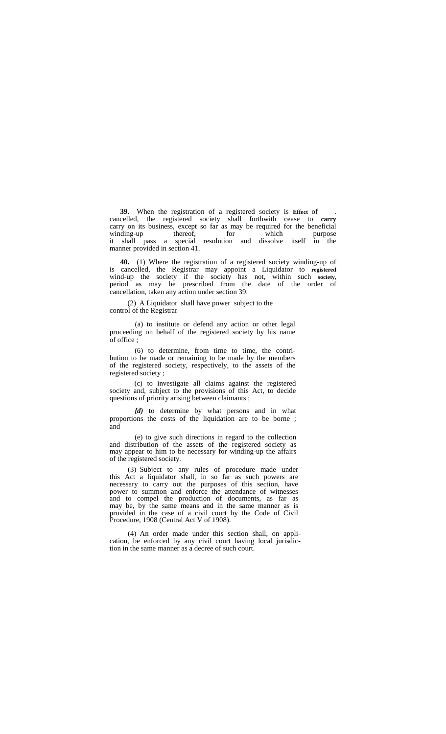**39.** When the registration of a registered society is cancelled, the registered society shall forthwith cease to carry on its business, except so far as may be required for the beneficial winding-up thereof, for which purpose it shall pass a special resolution and dissolve itself in the manner provided in section 41.

**Effect of . carry**

**40.** (1) Where the registration of a registered society is cancelled, the Registrar may appoint a Liquidator to wind-up the society if the society has not, within such period as may be prescribed from the date of the order of cancellation, taken any action under section 39.

winding-up of **registered society.**

(2) A Liquidator shall have power subject to the control of the Registrar—

(a) to institute or defend any action or other legal proceeding on behalf of the registered society by his name of office ;

(6) to determine, from time to time, the contribution to be made or remaining to be made by the members of the registered society, respectively, to the assets of the registered society ;

(c) to investigate all claims against the registered society and, subject to the provisions of this Act, to decide questions of priority arising between claimants ;

*{d)* to determine by what persons and in what proportions the costs of the liquidation are to be borne ; and

(e) to give such directions in regard to the collection and distribution of the assets of the registered society as may appear to him to be necessary for winding-up the affairs of the registered society.

(3) Subject to any rules of procedure made under this Act a liquidator shall, in so far as such powers are necessary to carry out the purposes of this section, have power to summon and enforce the attendance of witnesses and to compel the production of documents, as far as may be, by the same means and in the same manner as is provided in the case of a civil court by the Code of Civil Procedure, 1908 (Central Act V of 1908).

(4) An order made under this section shall, on application, be enforced by any civil court having local jurisdiction in the same manner as a decree of such court.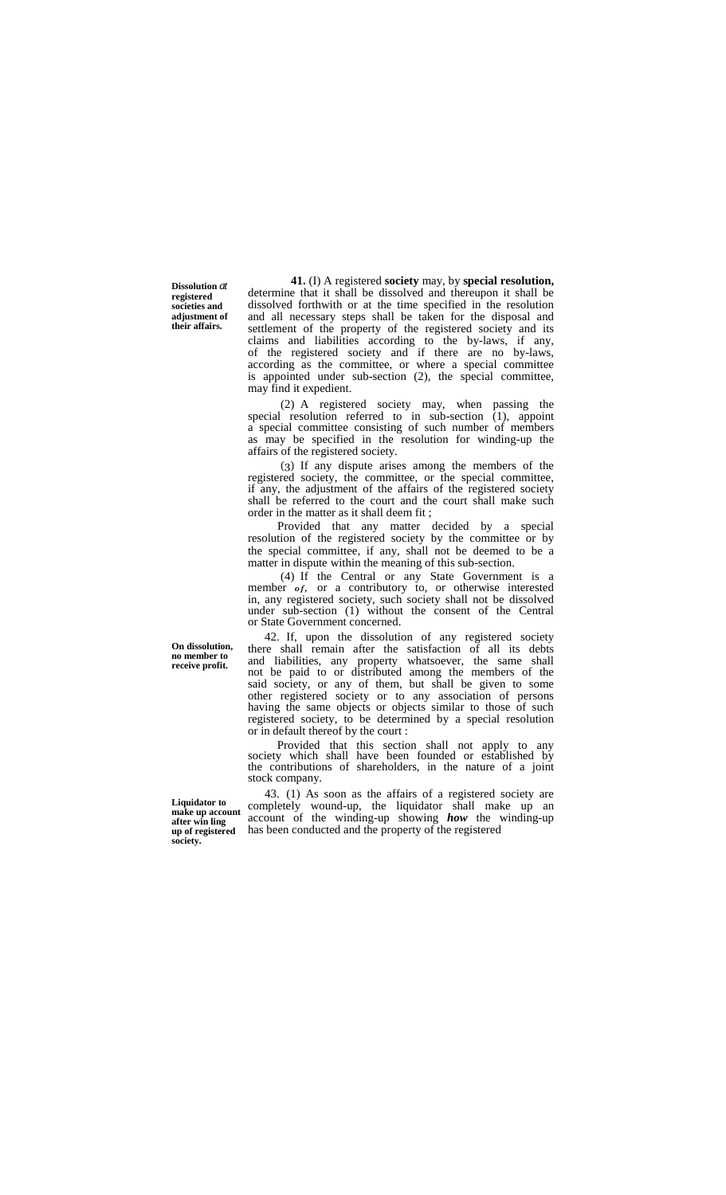**Dissolution** *at* **registered societies and adjustment of their affairs.**

**41.** (I) A registered **society** may, by **special resolution,** determine that it shall be dissolved and thereupon it shall be dissolved forthwith or at the time specified in the resolution and all necessary steps shall be taken for the disposal and settlement of the property of the registered society and its claims and liabilities according to the by-laws, if any, of the registered society and if there are no by-laws, according as the committee, or where a special committee is appointed under sub-section (2), the special committee, may find it expedient.

(2) A registered society may, when passing the special resolution referred to in sub-section (1), appoint a special committee consisting of such number of members as may be specified in the resolution for winding-up the affairs of the registered society.

(3) If any dispute arises among the members of the registered society, the committee, or the special committee, if any, the adjustment of the affairs of the registered society shall be referred to the court and the court shall make such order in the matter as it shall deem fit ;

Provided that any matter decided by a special resolution of the registered society by the committee or by the special committee, if any, shall not be deemed to be a matter in dispute within the meaning of this sub-section.

(4) If the Central or any State Government is a member *of*, or a contributory to, or otherwise interested in, any registered society, such society shall not be dissolved under sub-section (1) without the consent of the Central or State Government concerned.

**On dissolution, no member to receive profit.**

42. If, upon the dissolution of any registered society there shall remain after the satisfaction of all its debts and liabilities, any property whatsoever, the same shall not be paid to or distributed among the members of the said society, or any of them, but shall be given to some other registered society or to any association of persons having the same objects or objects similar to those of such registered society, to be determined by a special resolution or in default thereof by the court :

Provided that this section shall not apply to any society which shall have been founded or established by the contributions of shareholders, in the nature of a joint stock company.

**Liquidator to make up account after win ling up of registered society.**

43. (1) As soon as the affairs of a registered society are completely wound-up, the liquidator shall make up an account of the winding-up showing ***how*** the winding-up has been conducted and the property of the registered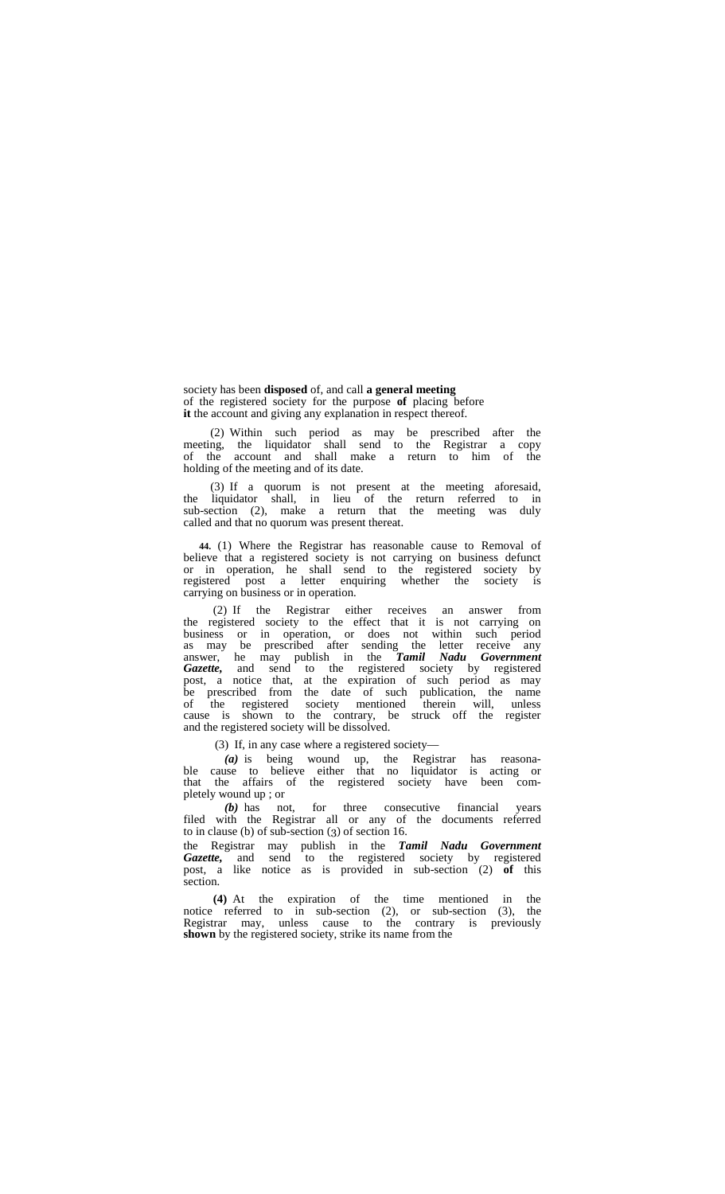society has been **disposed** of, and call **a general meeting** of the registered society for the purpose **of** placing before **it** the account and giving any explanation in respect thereof.

(2) Within such period as may be prescribed after the meeting, the liquidator shall send to the Registrar a copy of the account and shall make a return to him of the holding of the meeting and of its date.

(3) If a quorum is not present at the meeting aforesaid, the liquidator shall, in lieu of the return referred to in sub-section (2), make a return that the meeting was duly called and that no quorum was present thereat.

**44.** (1) Where the Registrar has reasonable cause to believe that a registered society is not carrying on business or in operation, he shall send to the registered society by registered post a letter enquiring whether the society is carrying on business or in operation.

Removal of defunct

(2) If the Registrar either receives an answer from the registered society to the effect that it is not carrying on business or in operation, or does not within such period as may be prescribed after sending the letter receive any answer, he may publish in the ***Tamil Nadu Government Gazette,*** and send to the registered society by registered post, a notice that, at the expiration of such period as may be prescribed from the date of such publication, the name of the registered society mentioned therein will, unless cause is shown to the contrary, be struck off the register and the registered society will be dissolved.

(3) If, in any case where a registered society—

***(a)*** is being wound up, the Registrar has reasonable cause to believe either that no liquidator is acting or that the affairs of the registered society have been completely wound up ; or

***(b)*** has not, for three consecutive financial years filed with the Registrar all or any of the documents referred to in clause (b) of sub-section (3) of section 16.

the Registrar may publish in the ***Tamil Nadu Government Gazette,*** and send to the registered society by registered post, a like notice as is provided in sub-section (2) **of** this section.

**(4)** At the expiration of the time mentioned in the notice referred to in sub-section (2), or sub-section (3), the Registrar may, unless cause to the contrary is previously **shown** by the registered society, strike its name from the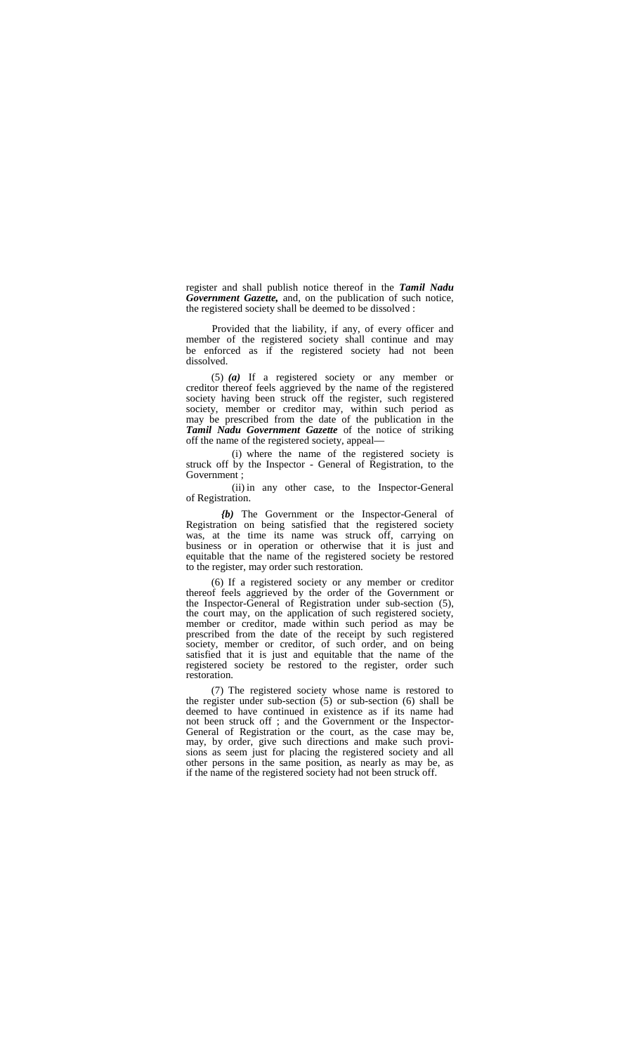register and shall publish notice thereof in the ***Tamil Nadu Government Gazette,*** and, on the publication of such notice, the registered society shall be deemed to be dissolved :

Provided that the liability, if any, of every officer and member of the registered society shall continue and may be enforced as if the registered society had not been dissolved.

(5) ***(a)*** If a registered society or any member or creditor thereof feels aggrieved by the name of the registered society having been struck off the register, such registered society, member or creditor may, within such period as may be prescribed from the date of the publication in the ***Tamil Nadu Government Gazette*** of the notice of striking off the name of the registered society, appeal—

(i) where the name of the registered society is struck off by the Inspector - General of Registration, to the Government ;

(ii) in any other case, to the Inspector-General of Registration.

***(b)*** The Government or the Inspector-General of Registration on being satisfied that the registered society was, at the time its name was struck off, carrying on business or in operation or otherwise that it is just and equitable that the name of the registered society be restored to the register, may order such restoration.

(6) If a registered society or any member or creditor thereof feels aggrieved by the order of the Government or the Inspector-General of Registration under sub-section (5), the court may, on the application of such registered society, member or creditor, made within such period as may be prescribed from the date of the receipt by such registered society, member or creditor, of such order, and on being satisfied that it is just and equitable that the name of the registered society be restored to the register, order such restoration.

(7) The registered society whose name is restored to the register under sub-section (5) or sub-section (6) shall be deemed to have continued in existence as if its name had not been struck off ; and the Government or the Inspector-General of Registration or the court, as the case may be, may, by order, give such directions and make such provisions as seem just for placing the registered society and all other persons in the same position, as nearly as may be, as if the name of the registered society had not been struck off.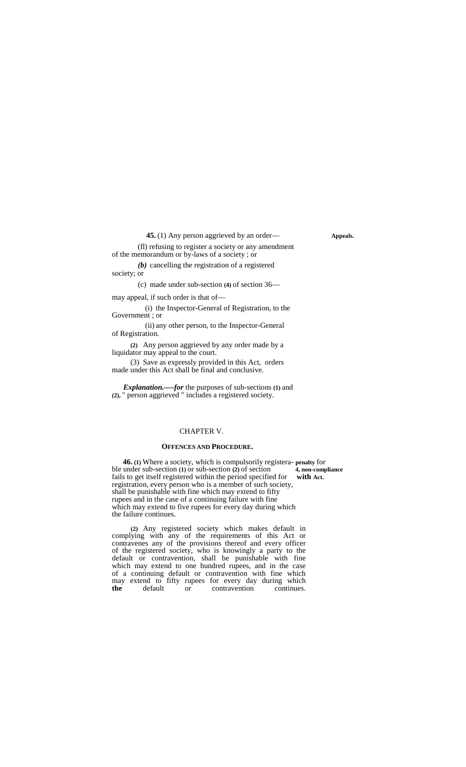**45.** (1) Any person aggrieved by an order— **Appeals.**

(fl) refusing to register a society or any amendment of the memorandum or by-laws of a society ; or

*(b)* cancelling the registration of a registered society; or

(c) made under sub-section **(4)** of section 36—

may appeal, if such order is that of—

(i) the Inspector-General of Registration, to the Government ; or

(ii) any other person, to the Inspector-General of Registration.

**(2)** Any person aggrieved by any order made by a liquidator may appeal to the court.

(3) Save as expressly provided in this Act, orders made under this Act shall be final and conclusive.

***Explanation.—-for*** the purposes of sub-sections **(1)** and **(2)**, " person aggrieved " includes a registered society.

## CHAPTER V.

### OFFENCES AND PROCEDURE.

**46.** **(1)** Where a society, which is compulsorily registerable under sub-section **(1)** or sub-section **(2)** of section 4, fails to get itself registered within the period specified for registration, every person who is a member of such society, shall be punishable with fine which may extend to fifty rupees and in the case of a continuing failure with fine which may extend to five rupees for every day during which the failure continues. **penalty for non-compliance with Act.**

**(2)** Any registered society which makes default in complying with any of the requirements of this Act or contravenes any of the provisions thereof and every officer of the registered society, who is knowingly a party to the default or contravention, shall be punishable with fine which may extend to one hundred rupees, and in the case of a continuing default or contravention with fine which may extend to fifty rupees for every day during which **the** default or contravention continues.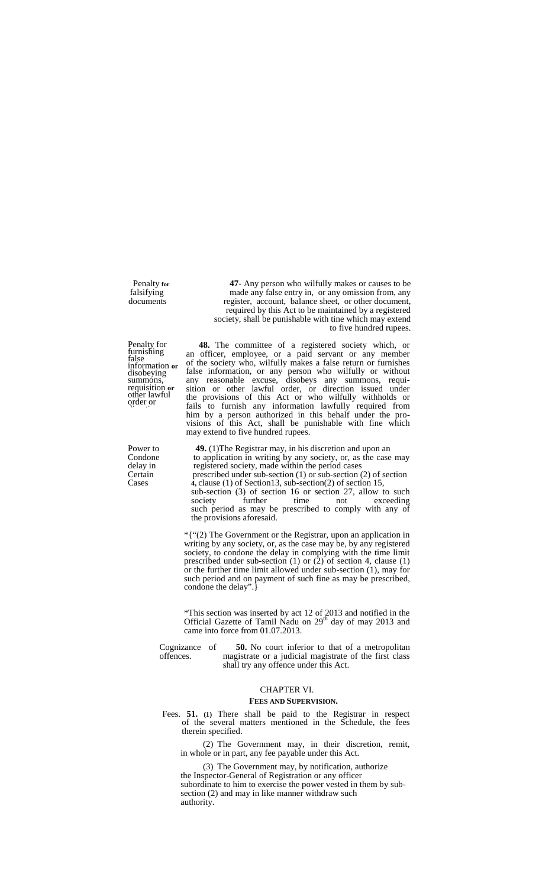Penalty for falsifying documents

**47-** Any person who wilfully makes or causes to be made any false entry in, or any omission from, any register, account, balance sheet, or other document, required by this Act to be maintained by a registered society, shall be punishable with tine which may extend to five hundred rupees.

Penalty for furnishing false information or disobeying summons, requisition or other lawful order or direction.

**48.** The committee of a registered society which, or an officer, employee, or a paid servant or any member of the society who, wilfully makes a false return or furnishes false information, or any person who wilfully or without any reasonable excuse, disobeys any summons, requisition or other lawful order, or direction issued under the provisions of this Act or who wilfully withholds or fails to furnish any information lawfully required from him by a person authorized in this behalf under the provisions of this Act, shall be punishable with fine which may extend to five hundred rupees.

Power to Condone delay in Certain Cases

**49.** (1)The Registrar may, in his discretion and upon an to application in writing by any society, or, as the case may registered society, made within the period cases prescribed under sub-section (1) or sub-section (2) of section **4,** clause (1) of Section13, sub-section(2) of section 15, sub-section (3) of section 16 or section 27, allow to such society further time not exceeding such period as may be prescribed to comply with any of the provisions aforesaid.

*{"(2) The Government or the Registrar, upon an application in writing by any society, or, as the case may be, by any registered society, to condone the delay in complying with the time limit prescribed under sub-section (1) or (2) of section 4, clause (1) or the further time limit allowed under sub-section (1), may for such period and on payment of such fine as may be prescribed, condone the delay".}

*This section was inserted by act 12 of 2013 and notified in the Official Gazette of Tamil Nadu on 29th day of may 2013 and came into force from 01.07.2013.

Cognizance of offences.

**50.** No court inferior to that of a metropolitan magistrate or a judicial magistrate of the first class shall try any offence under this Act.

## CHAPTER VI.

### FEES AND SUPERVISION.

Fees. **51. (1)** There shall be paid to the Registrar in respect of the several matters mentioned in the Schedule, the fees therein specified.

(2) The Government may, in their discretion, remit, in whole or in part, any fee payable under this Act.

(3) The Government may, by notification, authorize the Inspector-General of Registration or any officer subordinate to him to exercise the power vested in them by sub-section (2) and may in like manner withdraw such authority.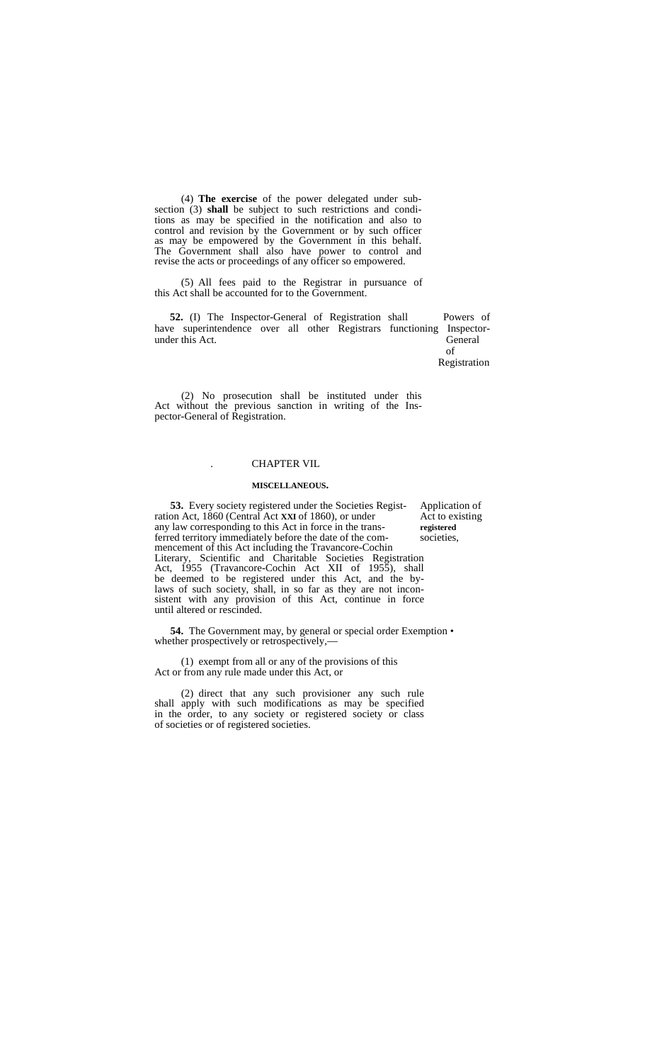(4) **The exercise** of the power delegated under sub-section (3) **shall** be subject to such restrictions and conditions as may be specified in the notification and also to control and revision by the Government or by such officer as may be empowered by the Government in this behalf. The Government shall also have power to control and revise the acts or proceedings of any officer so empowered.

(5) All fees paid to the Registrar in pursuance of this Act shall be accounted for to the Government.

Powers of Inspector-General of Registration

**52.** (I) The Inspector-General of Registration shall have superintendence over all other Registrars functioning under this Act.

(2) No prosecution shall be instituted under this Act without the previous sanction in writing of the Inspector-General of Registration.

## CHAPTER VIL

### MISCELLANEOUS.

Application of Act to existing **registered** societies,

**53.** Every society registered under the Societies Registration Act, 1860 (Central Act **XXI** of 1860), or under any law corresponding to this Act in force in the transferred territory immediately before the date of the commencement of this Act including the Travancore-Cochin Literary, Scientific and Charitable Societies Registration Act, 1955 (Travancore-Cochin Act XII of 1955), shall be deemed to be registered under this Act, and the bylaws of such society, shall, in so far as they are not inconsistent with any provision of this Act, continue in force until altered or rescinded.

Exemption •

**54.** The Government may, by general or special order whether prospectively or retrospectively,—

(1) exempt from all or any of the provisions of this Act or from any rule made under this Act, or

(2) direct that any such provisioner any such rule shall apply with such modifications as may be specified in the order, to any society or registered society or class of societies or of registered societies.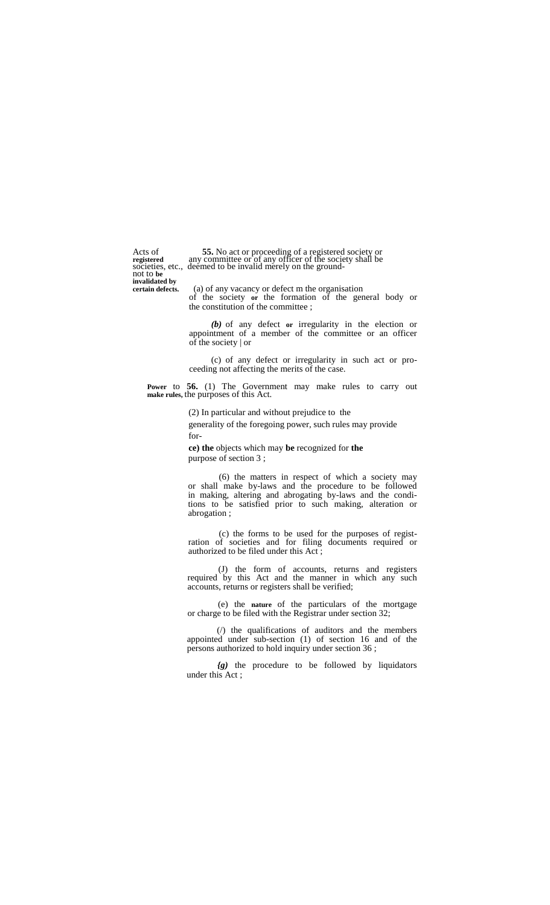**Acts of registered societies, etc., not to be invalidated by certain defects.**

**55.** No act or proceeding of a registered society or any committee or of any officer of the society shall be deemed to be invalid merely on the ground-

(a) of any vacancy or defect m the organisation of the society **or** the formation of the general body or the constitution of the committee ;

***(b)*** of any defect **or** irregularity in the election or appointment of a member of the committee or an officer of the society | or

(c) of any defect or irregularity in such act or proceeding not affecting the merits of the case.

**Power to make rules.**

**56.** (1) The Government may make rules to carry out the purposes of this Act.

(2) In particular and without prejudice to the generality of the foregoing power, such rules may provide for-

**ce) the** objects which may **be** recognized for **the** purpose of section 3 ;

(6) the matters in respect of which a society may or shall make by-laws and the procedure to be followed in making, altering and abrogating by-laws and the conditions to be satisfied prior to such making, alteration or abrogation ;

(c) the forms to be used for the purposes of registration of societies and for filing documents required or authorized to be filed under this Act ;

(J) the form of accounts, returns and registers required by this Act and the manner in which any such accounts, returns or registers shall be verified;

(e) the **nature** of the particulars of the mortgage or charge to be filed with the Registrar under section 32;

(/) the qualifications of auditors and the members appointed under sub-section (1) of section 16 and of the persons authorized to hold inquiry under section 36 ;

***{g)*** the procedure to be followed by liquidators under this Act ;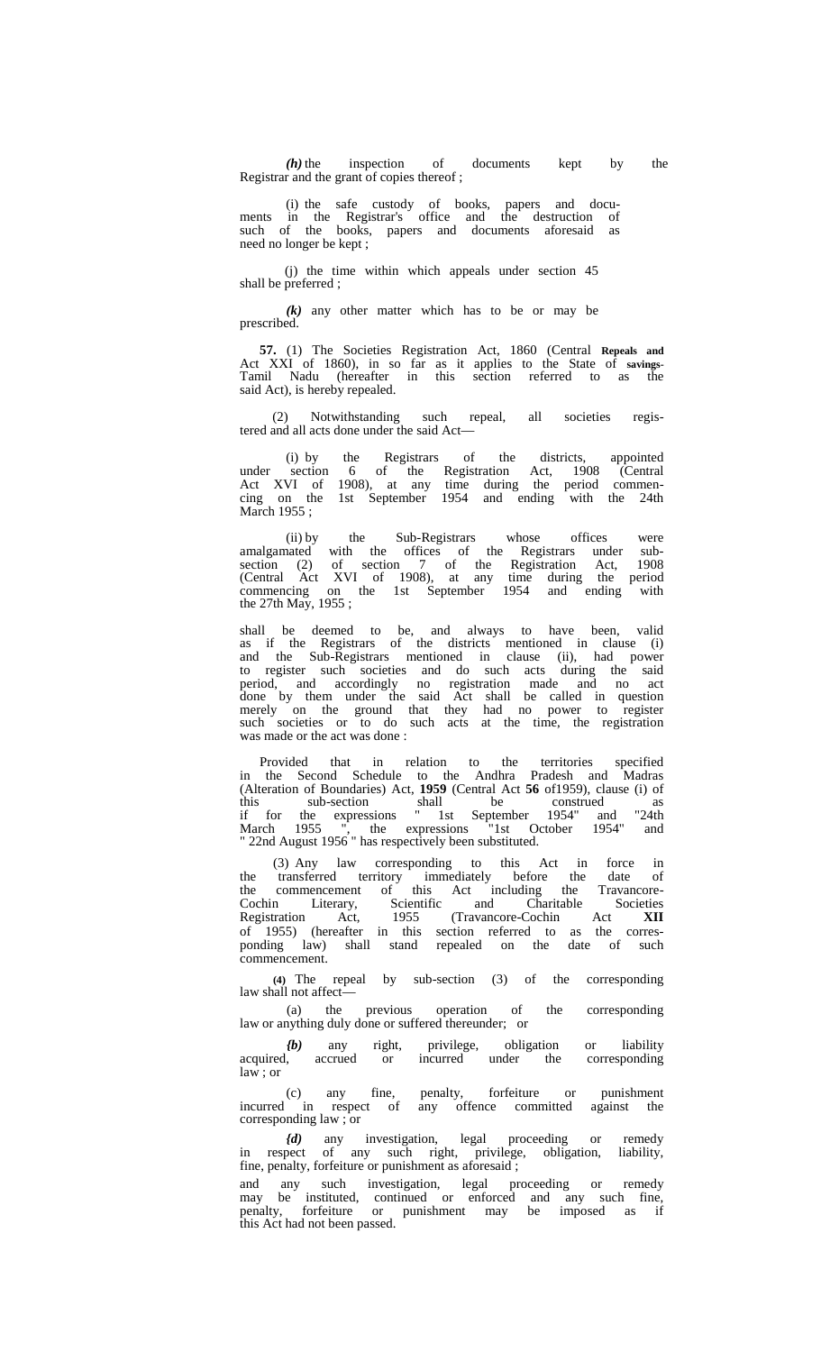*(h)* the inspection of documents kept by the Registrar and the grant of copies thereof ;

(i) the safe custody of books, papers and documents in the Registrar's office and the destruction of such of the books, papers and documents aforesaid as need no longer be kept ;

(j) the time within which appeals under section 45 shall be preferred ;

*(k)* any other matter which has to be or may be prescribed.

**57.** (1) The Societies Registration Act, 1860 (Central Act XXI of 1860), in so far as it applies to the State of Tamil Nadu (hereafter in this section referred to as the said Act), is hereby repealed. **Repeals and savings.**

(2) Notwithstanding such repeal, all societies registered and all acts done under the said Act—

(i) by the Registrars of the districts, appointed under section 6 of the Registration Act, 1908 (Central Act XVI of 1908), at any time during the period commencing on the 1st September 1954 and ending with the 24th March 1955 ;

(ii) by the Sub-Registrars whose offices were amalgamated with the offices of the Registrars under sub-section (2) of section 7 of the Registration Act, 1908 (Central Act XVI of 1908), at any time during the period commencing on the 1st September 1954 and ending with the 27th May, 1955 ;

shall be deemed to be, and always to have been, valid as if the Registrars of the districts mentioned in clause (i) and the Sub-Registrars mentioned in clause (ii), had power to register such societies and do such acts during the said period, and accordingly no registration made and no act done by them under the said Act shall be called in question merely on the ground that they had no power to register such societies or to do such acts at the time, the registration was made or the act was done :

Provided that in relation to the territories specified in the Second Schedule to the Andhra Pradesh and Madras (Alteration of Boundaries) Act, **1959** (Central Act **56** of1959), clause (i) of this sub-section shall be construed as if for the expressions " 1st September 1954" and "24th March 1955 ", the expressions "1st October 1954" and " 22nd August 1956 " has respectively been substituted.

(3) Any law corresponding to this Act in force in the transferred territory immediately before the date of the commencement of this Act including the Travancore-Cochin Literary, Scientific and Charitable Societies Registration Act, 1955 (Travancore-Cochin Act **XII** of 1955) (hereafter in this section referred to as the corresponding law) shall stand repealed on the date of such commencement.

**(4)** The repeal by sub-section (3) of the corresponding law shall not affect—

(a) the previous operation of the corresponding law or anything duly done or suffered thereunder; or

*(b)* any right, privilege, obligation or liability acquired, accrued or incurred under the corresponding law ; or

(c) any fine, penalty, forfeiture or punishment incurred in respect of any offence committed against the corresponding law ; or

*(d)* any investigation, legal proceeding or remedy in respect of any such right, privilege, obligation, liability, fine, penalty, forfeiture or punishment as aforesaid ;

and any such investigation, legal proceeding or remedy may be instituted, continued or enforced and any such fine, penalty, forfeiture or punishment may be imposed as if this Act had not been passed.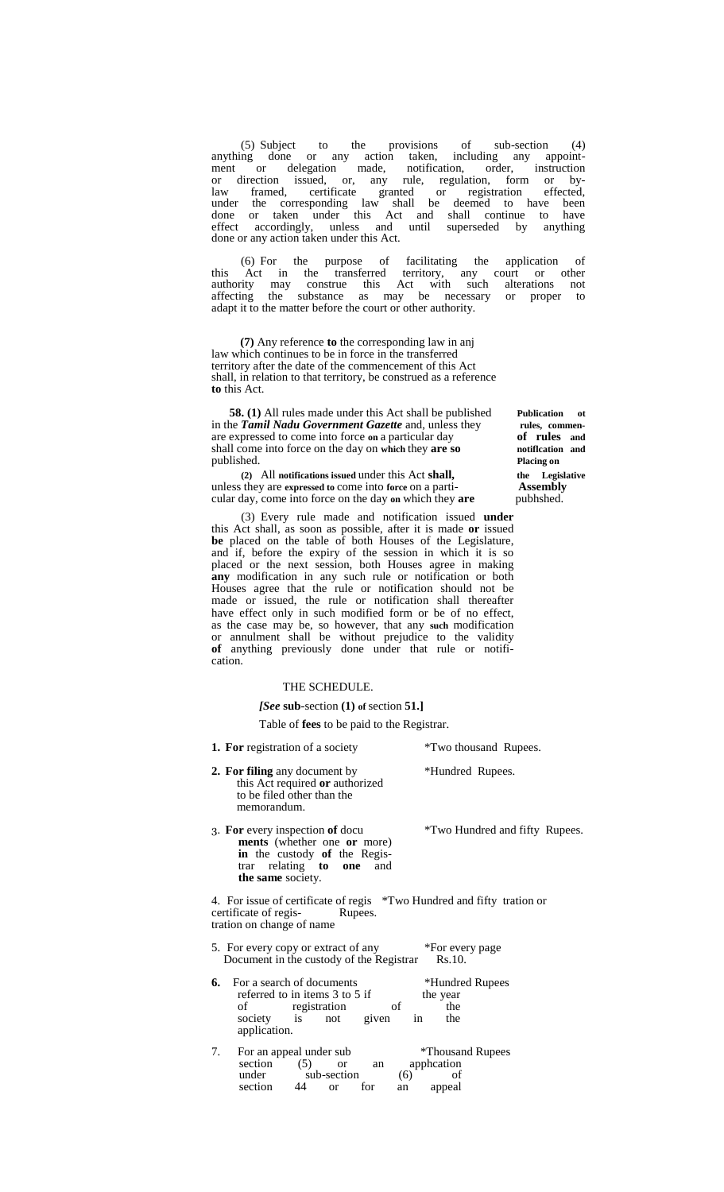(5) Subject to the provisions of sub-section (4) anything done or any action taken, including any appointment or delegation made, notification, order, instruction or direction issued, or, any rule, regulation, form or by-law framed, certificate granted or registration effected, under the corresponding law shall be deemed to have been done or taken under this Act and shall continue to have effect accordingly, unless and until superseded by anything done or any action taken under this Act.

(6) For the purpose of facilitating the application of this Act in the transferred territory, any court or other authority may construe this Act with such alterations not affecting the substance as may be necessary or proper to adapt it to the matter before the court or other authority.

**(7)** Any reference **to** the corresponding law in anj law which continues to be in force in the transferred territory after the date of the commencement of this Act shall, in relation to that territory, be construed as a reference **to** this Act.

**Publication ot rules, commen- of rules and notiflcation and Placing on the Legislative Assembly** pubhshed.

**58. (1)** All rules made under this Act shall be published in the ***Tamil Nadu Government Gazette*** and, unless they are expressed to come into force **on** a particular day shall come into force on the day on **which** they **are so** published.

**(2)** All **notifications issued** under this Act **shall,** unless they are **expressed to** come into **force** on a particular day, come into force on the day **on** which they **are**

(3) Every rule made and notification issued **under** this Act shall, as soon as possible, after it is made **or** issued **be** placed on the table of both Houses of the Legislature, and if, before the expiry of the session in which it is so placed or the next session, both Houses agree in making **any** modification in any such rule or notification or both Houses agree that the rule or notification should not be made or issued, the rule or notification shall thereafter have effect only in such modified form or be of no effect, as the case may be, so however, that any **such** modification or annulment shall be without prejudice to the validity **of** anything previously done under that rule or notification.

## THE SCHEDULE.

***[See* sub**-section **(1) of** section **51.]**

Table of **fees** to be paid to the Registrar.

| | |
|---|---|
| **1. For** registration of a society | *Two thousand Rupees. |
| **2. For filing** any document by this Act required **or** authorized to be filed other than the memorandum. | *Hundred Rupees. |
| 3. **For** every inspection **of** documents (whether one **or** more) **in** the custody **of** the Registrar relating **to one** and **the same** society. | *Two Hundred and fifty Rupees. |
| 4. For issue of certificate of registration or certificate of registration on change of name | *Two Hundred and fifty Rupees. |
| 5. For every copy or extract of any Document in the custody of the Registrar | *For every page Rs.10. |
| **6.** For a search of documents referred to in items 3 to 5 if the year of registration of the society is not given in the application. | *Hundred Rupees |
| 7. For an appeal under sub section (5) or an apphcation under sub-section (6) of section 44 or for an appeal | *Thousand Rupees |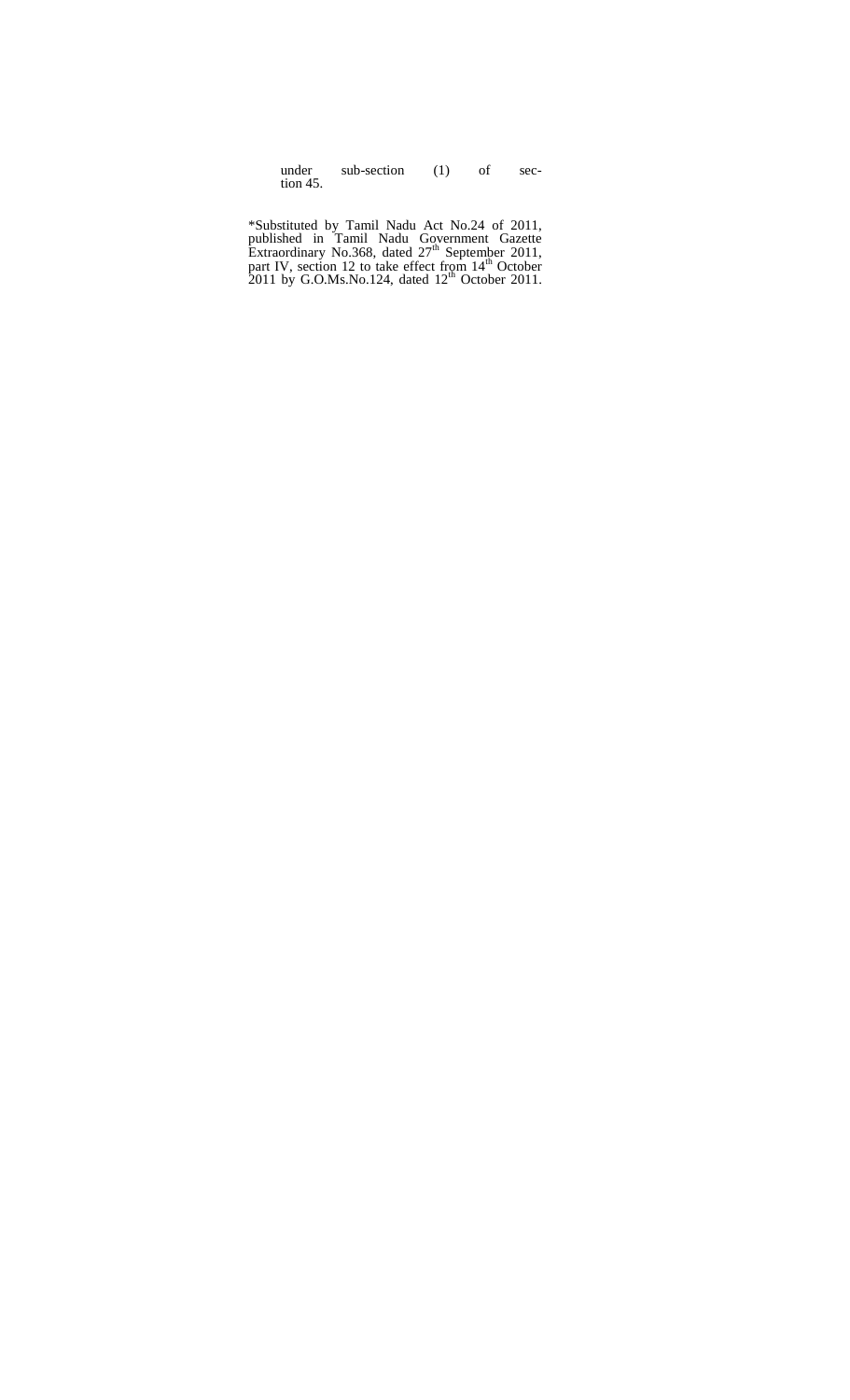under sub-section (1) of section 45.

*Substituted by Tamil Nadu Act No.24 of 2011, published in Tamil Nadu Government Gazette Extraordinary No.368, dated 27th September 2011, part IV, section 12 to take effect from 14th October 2011 by G.O.Ms.No.124, dated 12th October 2011.